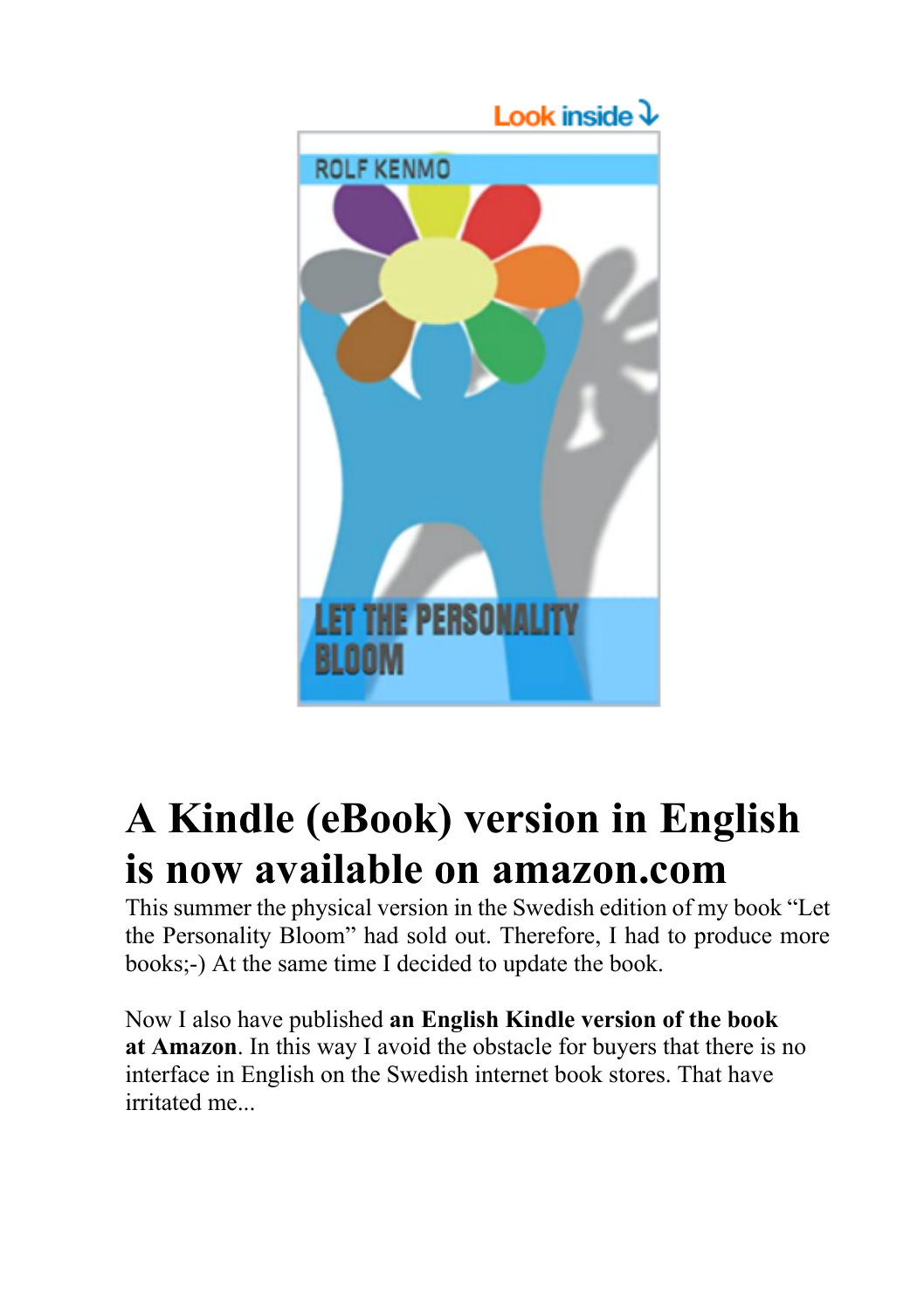# A Kindle (eBook) version in English is now available on amazon.com

This summer the physical version in the Swedish edition of my book "Let the Personality Bloom" had sold out. Therefore, I had to produce more books;-) At the same time I decided to update the book.

Now I also have published **an English Kindle version of the book at Amazon**. In this way I avoid the obstacle for buyers that there is no interface in English on the Swedish internet book stores. That have irritated me...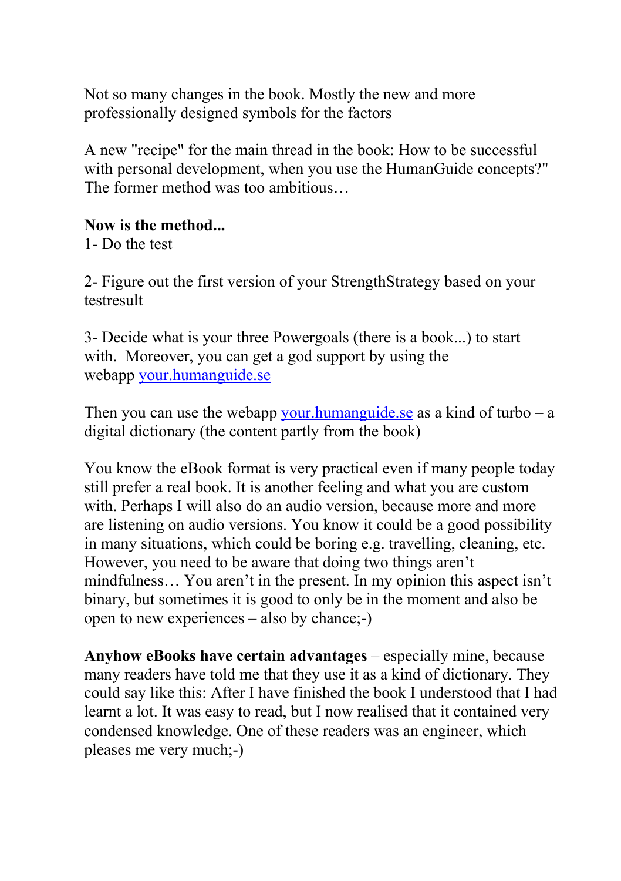Not so many changes in the book. Mostly the new and more professionally designed symbols for the factors

A new "recipe" for the main thread in the book: How to be successful with personal development, when you use the HumanGuide concepts?" The former method was too ambitious…

**Now is the method...**
1- Do the test

2- Figure out the first version of your StrengthStrategy based on your testresult

3- Decide what is your three Powergoals (there is a book...) to start with. Moreover, you can get a god support by using the webapp [your.humanguide.se](your.humanguide.se)

Then you can use the webapp [your.humanguide.se](your.humanguide.se) as a kind of turbo – a digital dictionary (the content partly from the book)

You know the eBook format is very practical even if many people today still prefer a real book. It is another feeling and what you are custom with. Perhaps I will also do an audio version, because more and more are listening on audio versions. You know it could be a good possibility in many situations, which could be boring e.g. travelling, cleaning, etc. However, you need to be aware that doing two things aren't mindfulness… You aren't in the present. In my opinion this aspect isn't binary, but sometimes it is good to only be in the moment and also be open to new experiences – also by chance;-)

**Anyhow eBooks have certain advantages** – especially mine, because many readers have told me that they use it as a kind of dictionary. They could say like this: After I have finished the book I understood that I had learnt a lot. It was easy to read, but I now realised that it contained very condensed knowledge. One of these readers was an engineer, which pleases me very much;-)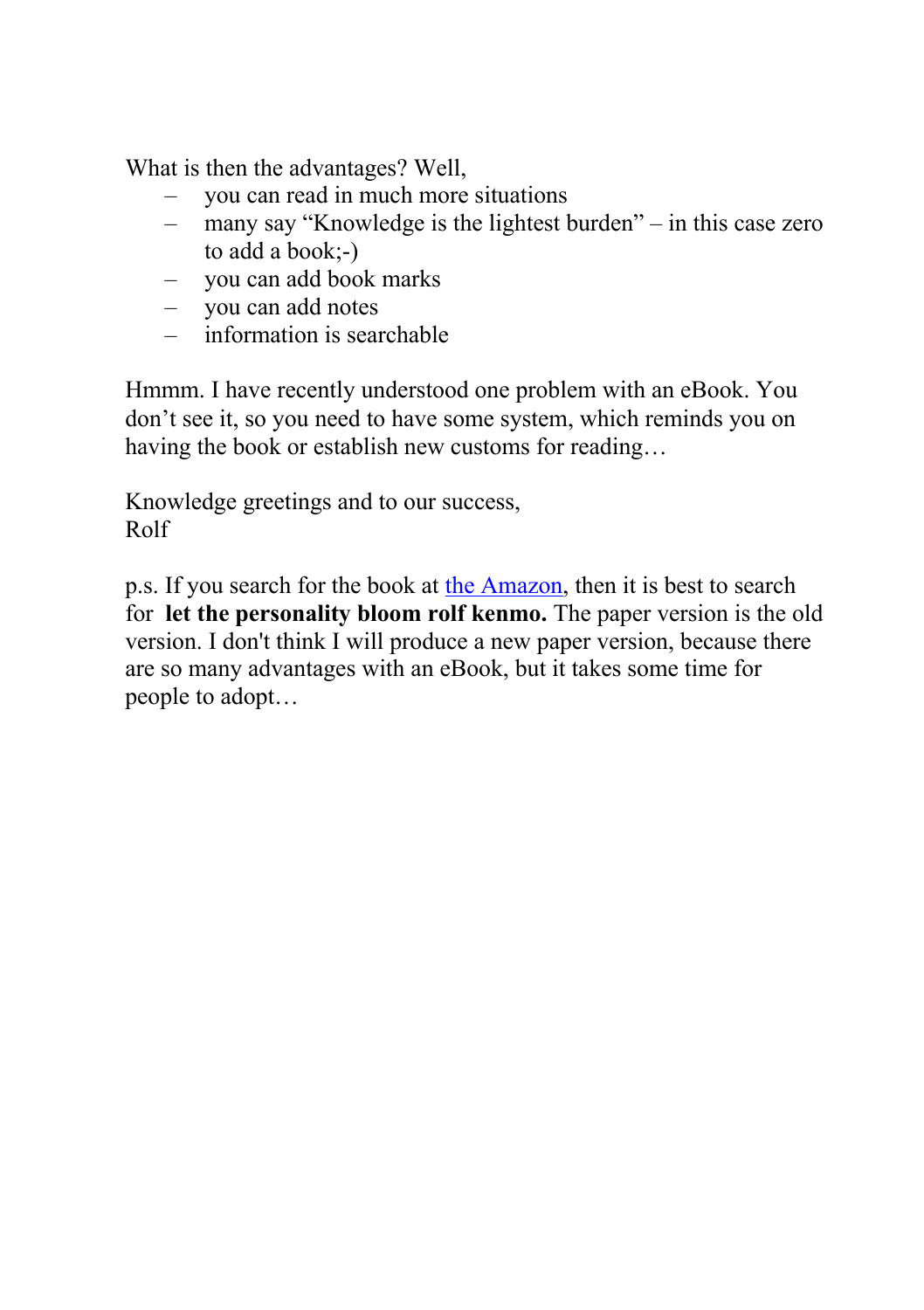What is then the advantages? Well,

- you can read in much more situations
- many say “Knowledge is the lightest burden” – in this case zero to add a book;-)
- you can add book marks
- you can add notes
- information is searchable

Hmmm. I have recently understood one problem with an eBook. You don’t see it, so you need to have some system, which reminds you on having the book or establish new customs for reading…

Knowledge greetings and to our success,
Rolf

p.s. If you search for the book at the Amazon, then it is best to search for **let the personality bloom rolf kenmo.** The paper version is the old version. I don't think I will produce a new paper version, because there are so many advantages with an eBook, but it takes some time for people to adopt…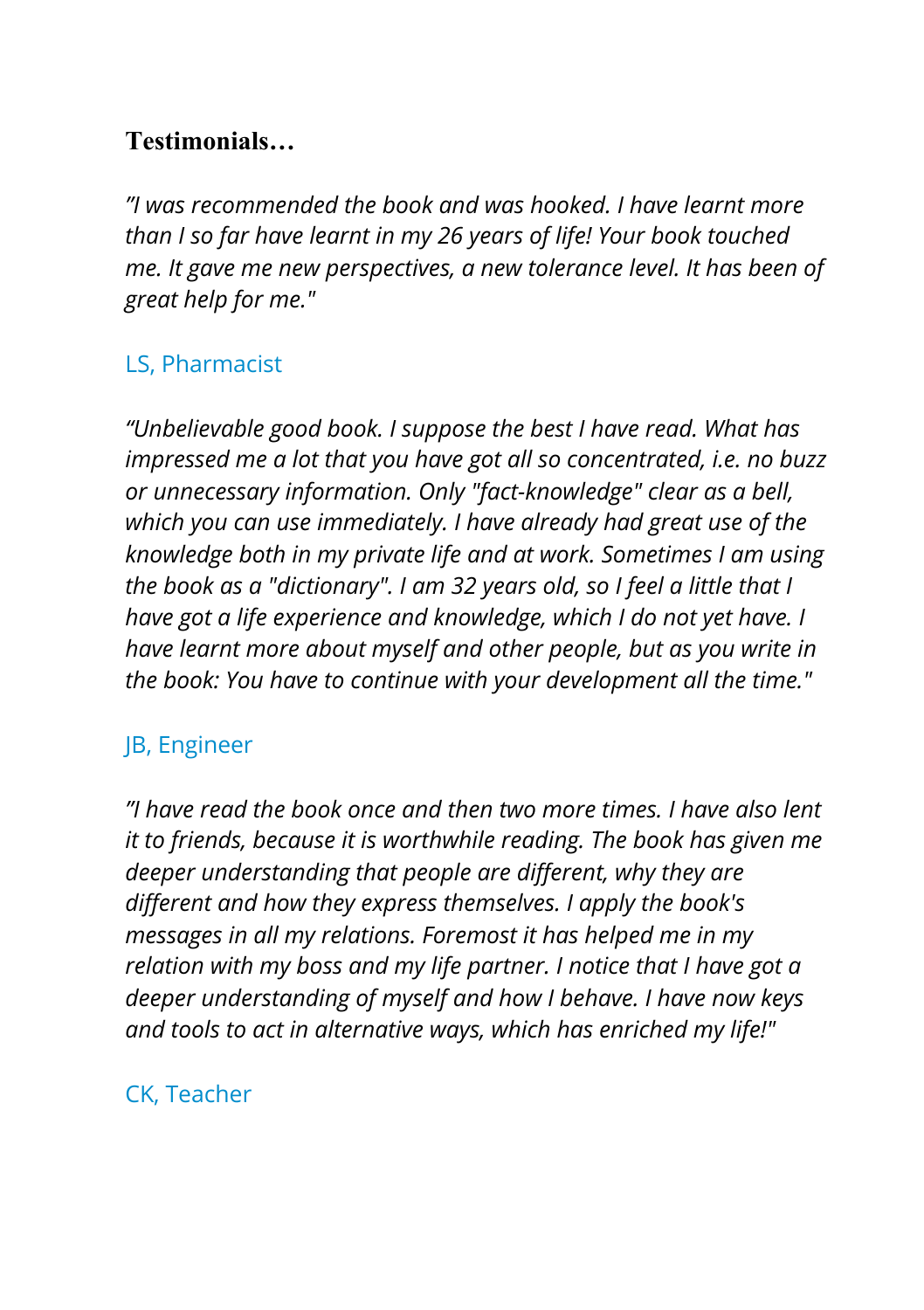## Testimonials…

*”I was recommended the book and was hooked. I have learnt more than I so far have learnt in my 26 years of life! Your book touched me. It gave me new perspectives, a new tolerance level. It has been of great help for me."*

LS, Pharmacist

*“Unbelievable good book. I suppose the best I have read. What has impressed me a lot that you have got all so concentrated, i.e. no buzz or unnecessary information. Only "fact-knowledge" clear as a bell, which you can use immediately. I have already had great use of the knowledge both in my private life and at work. Sometimes I am using the book as a "dictionary". I am 32 years old, so I feel a little that I have got a life experience and knowledge, which I do not yet have. I have learnt more about myself and other people, but as you write in the book: You have to continue with your development all the time."*

JB, Engineer

*”I have read the book once and then two more times. I have also lent it to friends, because it is worthwhile reading. The book has given me deeper understanding that people are different, why they are different and how they express themselves. I apply the book's messages in all my relations. Foremost it has helped me in my relation with my boss and my life partner. I notice that I have got a deeper understanding of myself and how I behave. I have now keys and tools to act in alternative ways, which has enriched my life!"*

CK, Teacher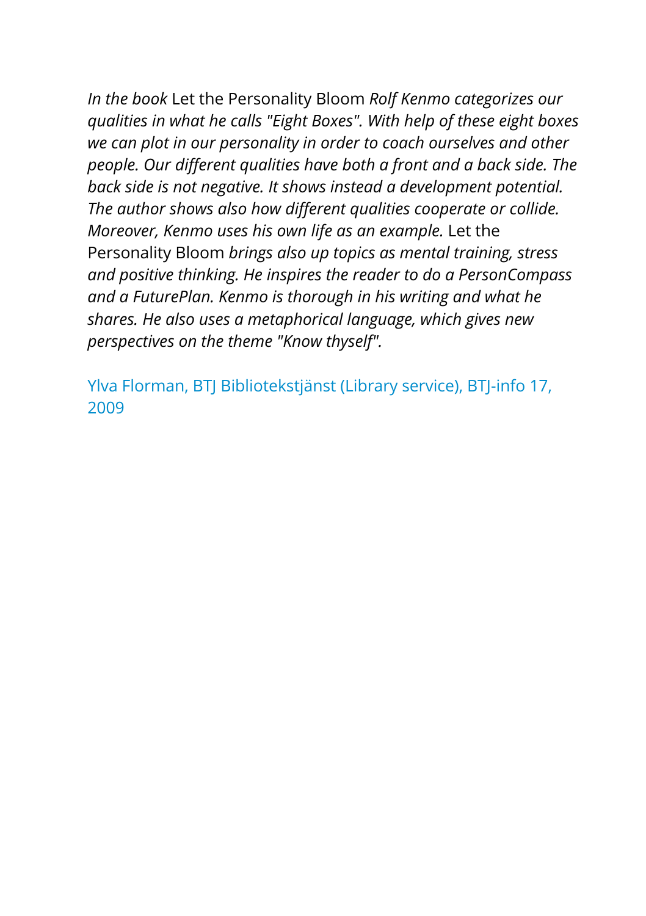*In the book* Let the Personality Bloom *Rolf Kenmo categorizes our qualities in what he calls "Eight Boxes". With help of these eight boxes we can plot in our personality in order to coach ourselves and other people. Our different qualities have both a front and a back side. The back side is not negative. It shows instead a development potential. The author shows also how different qualities cooperate or collide. Moreover, Kenmo uses his own life as an example.* Let the Personality Bloom *brings also up topics as mental training, stress and positive thinking. He inspires the reader to do a PersonCompass and a FuturePlan. Kenmo is thorough in his writing and what he shares. He also uses a metaphorical language, which gives new perspectives on the theme "Know thyself".*

Ylva Florman, BTJ Bibliotekstjänst (Library service), BTJ-info 17, 2009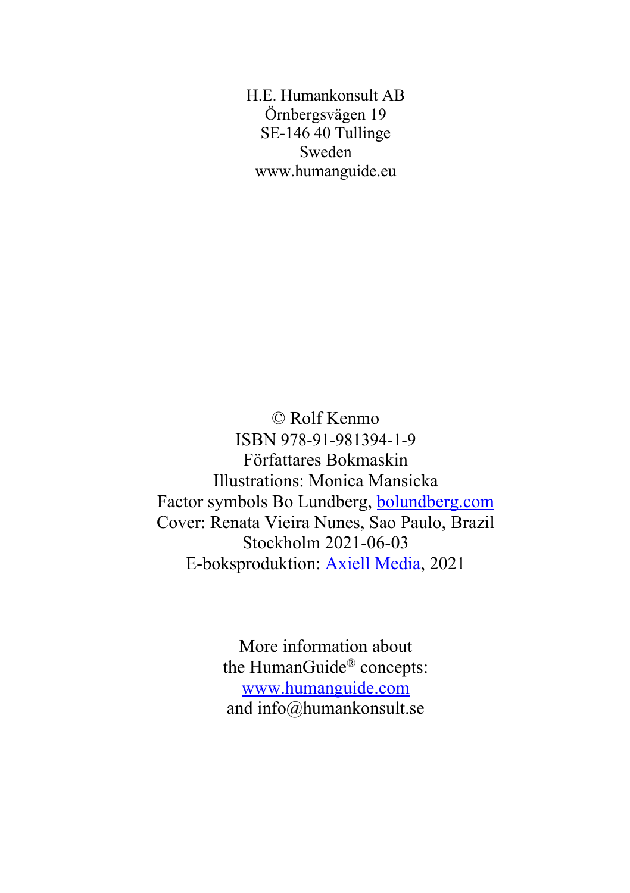H.E. Humankonsult AB
Örnbergsvägen 19
SE-146 40 Tullinge
Sweden
www.humanguide.eu

© Rolf Kenmo
ISBN 978-91-981394-1-9
Författares Bokmaskin
Illustrations: Monica Mansicka
Factor symbols Bo Lundberg, bolundberg.com
Cover: Renata Vieira Nunes, Sao Paulo, Brazil
Stockholm 2021-06-03
E-boksproduktion: Axiell Media, 2021

More information about
the HumanGuide® concepts:
www.humanguide.com
and info@humankonsult.se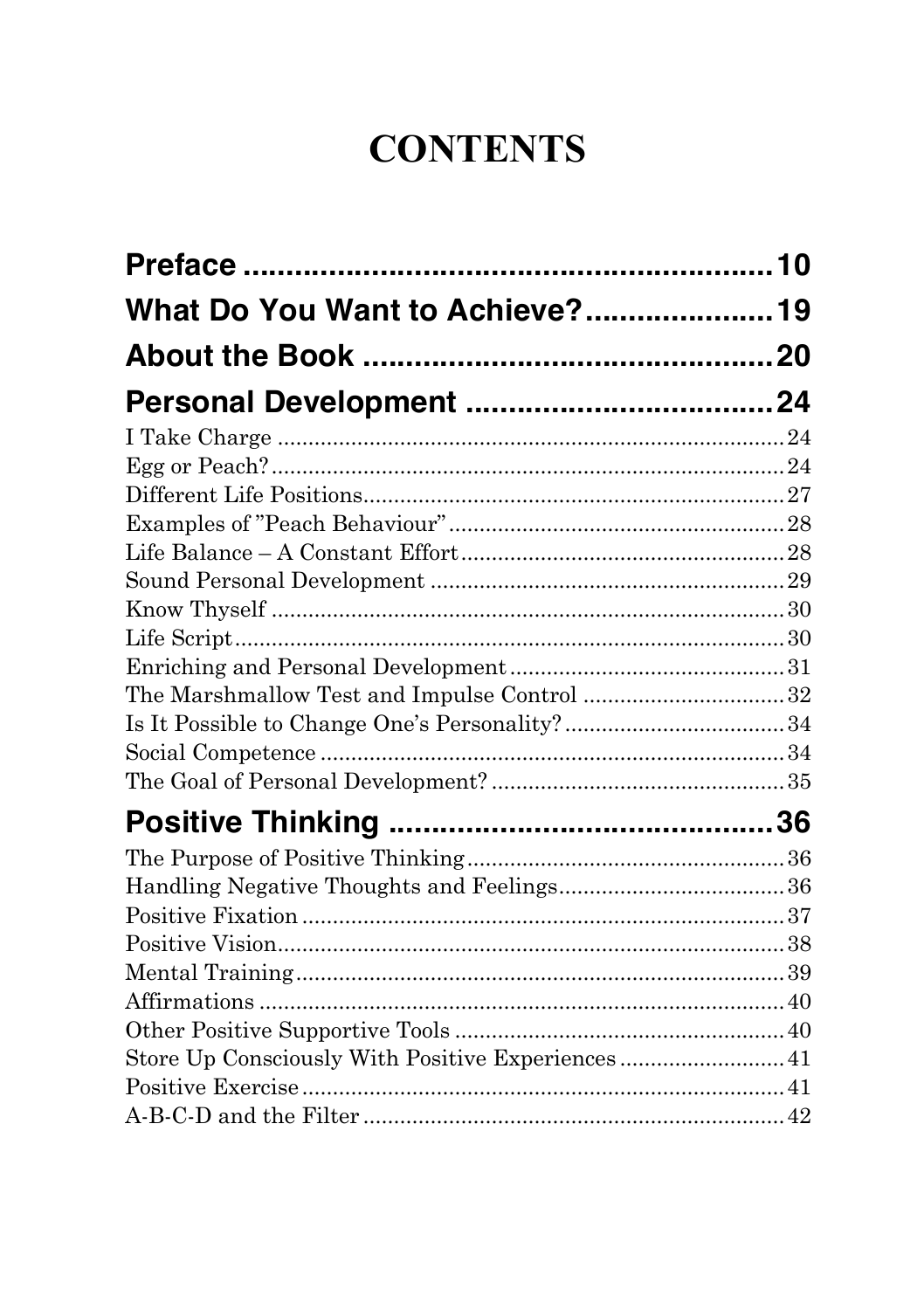# CONTENTS

**Preface ..................................................... 10**

**What Do You Want to Achieve? ..................... 19**

**About the Book ............................................ 20**

**Personal Development ................................. 24**

I Take Charge ............................................................ 24
Egg or Peach? ............................................................ 24
Different Life Positions ............................................... 27
Examples of "Peach Behaviour" ..................................... 28
Life Balance – A Constant Effort .................................... 28
Sound Personal Development ........................................ 29
Know Thyself ............................................................. 30
Life Script ................................................................. 30
Enriching and Personal Development ............................. 31
The Marshmallow Test and Impulse Control .................... 32
Is It Possible to Change One's Personality? ..................... 34
Social Competence ...................................................... 34
The Goal of Personal Development? ............................... 35

**Positive Thinking ......................................... 36**

The Purpose of Positive Thinking ................................... 36
Handling Negative Thoughts and Feelings ........................ 36
Positive Fixation ......................................................... 37
Positive Vision ........................................................... 38
Mental Training .......................................................... 39
Affirmations .............................................................. 40
Other Positive Supportive Tools ..................................... 40
Store Up Consciously With Positive Experiences ................ 41
Positive Exercise ......................................................... 41
A-B-C-D and the Filter .................................................. 42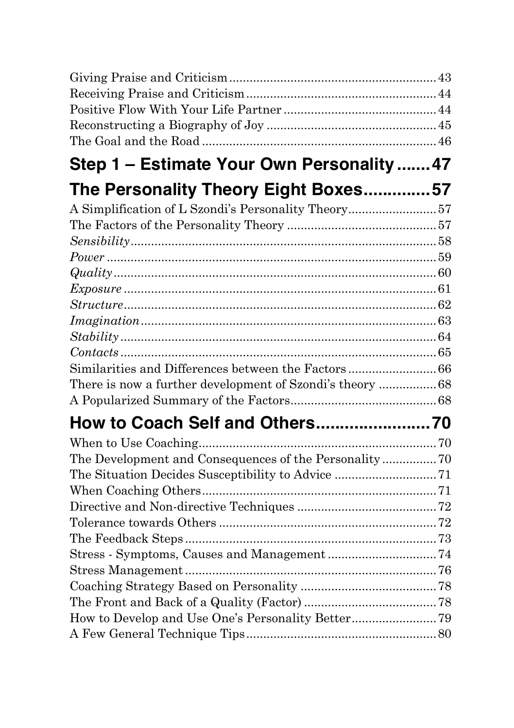Giving Praise and Criticism ........................................................... 43
Receiving Praise and Criticism ...................................................... 44
Positive Flow With Your Life Partner ............................................ 44
Reconstructing a Biography of Joy ................................................ 45
The Goal and the Road .................................................................. 46

## Step 1 – Estimate Your Own Personality ....... 47

## The Personality Theory Eight Boxes ............. 57

A Simplification of L Szondi's Personality Theory ......................... 57
The Factors of the Personality Theory .......................................... 57
*Sensibility* ........................................................................................ 58
*Power* ............................................................................................... 59
*Quality* ............................................................................................. 60
*Exposure* .......................................................................................... 61
*Structure* .......................................................................................... 62
*Imagination* ..................................................................................... 63
*Stability* ........................................................................................... 64
*Contacts* ........................................................................................... 65
Similarities and Differences between the Factors ......................... 66
There is now a further development of Szondi's theory ................ 68
A Popularized Summary of the Factors .......................................... 68

## How to Coach Self and Others ....................... 70

When to Use Coaching ..................................................................... 70
The Development and Consequences of the Personality ............... 70
The Situation Decides Susceptibility to Advice ............................. 71
When Coaching Others .................................................................... 71
Directive and Non-directive Techniques ........................................ 72
Tolerance towards Others ............................................................... 72
The Feedback Steps ......................................................................... 73
Stress - Symptoms, Causes and Management ............................... 74
Stress Management ......................................................................... 76
Coaching Strategy Based on Personality ....................................... 78
The Front and Back of a Quality (Factor) ...................................... 78
How to Develop and Use One's Personality Better ........................ 79
A Few General Technique Tips ....................................................... 80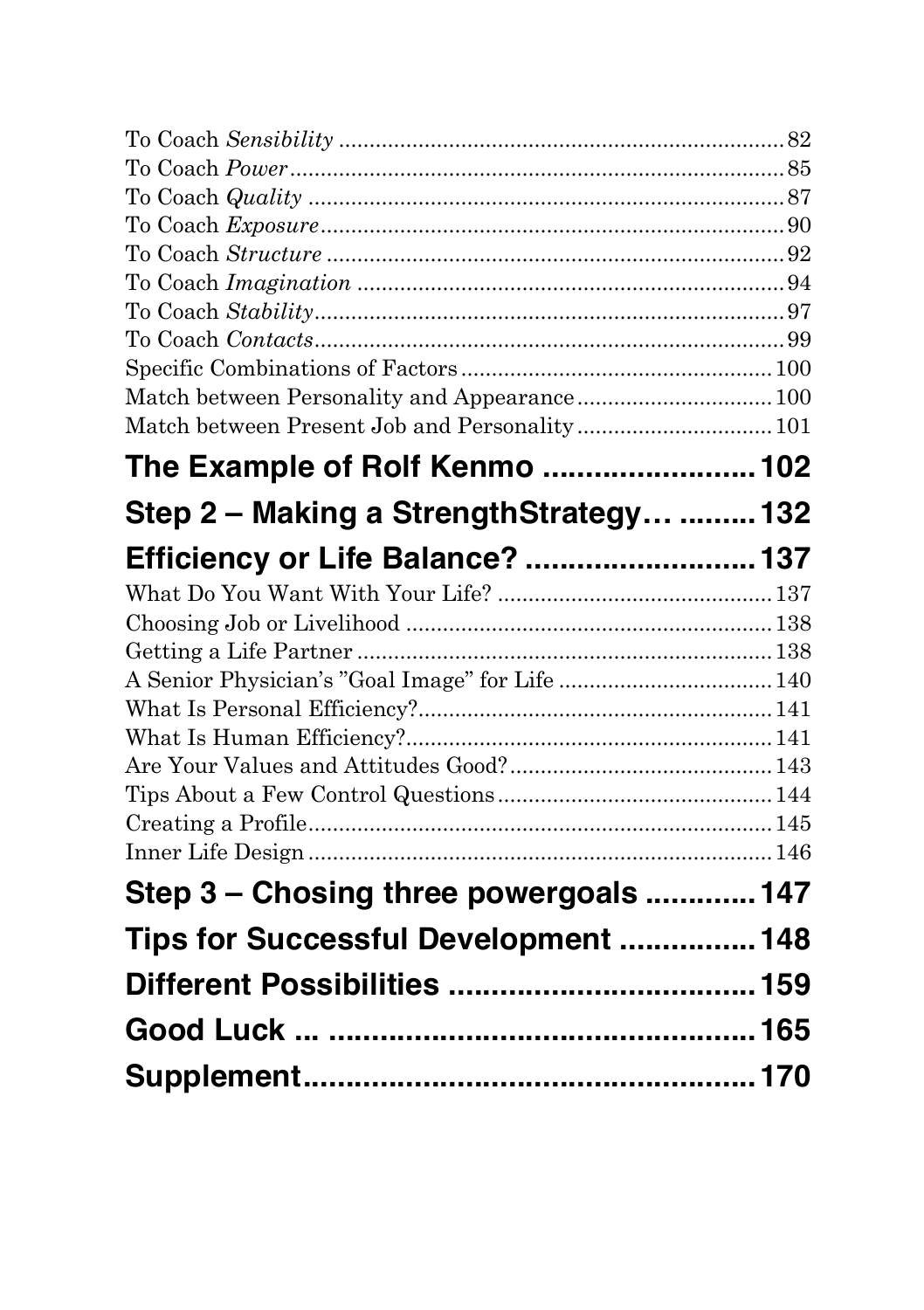To Coach *Sensibility* ........................................................................ 82
To Coach *Power* ................................................................................ 85
To Coach *Quality* ............................................................................. 87
To Coach *Exposure* ........................................................................... 90
To Coach *Structure* .......................................................................... 92
To Coach *Imagination* ...................................................................... 94
To Coach *Stability* ............................................................................ 97
To Coach *Contacts* ............................................................................ 99
Specific Combinations of Factors ................................................. 100
Match between Personality and Appearance ............................... 100
Match between Present Job and Personality ............................... 101

**The Example of Rolf Kenmo ........................ 102**

**Step 2 – Making a StrengthStrategy… ......... 132**

**Efficiency or Life Balance? .......................... 137**

What Do You Want With Your Life? ............................................ 137
Choosing Job or Livelihood .......................................................... 138
Getting a Life Partner ................................................................... 138
A Senior Physician's "Goal Image" for Life .................................. 140
What Is Personal Efficiency? ......................................................... 141
What Is Human Efficiency? ........................................................... 141
Are Your Values and Attitudes Good? .......................................... 143
Tips About a Few Control Questions ........................................... 144
Creating a Profile ........................................................................... 145
Inner Life Design ........................................................................... 146

**Step 3 – Chosing three powergoals ............ 147**

**Tips for Successful Development ................ 148**

**Different Possibilities .................................... 159**

**Good Luck ... ................................................. 165**

**Supplement.................................................... 170**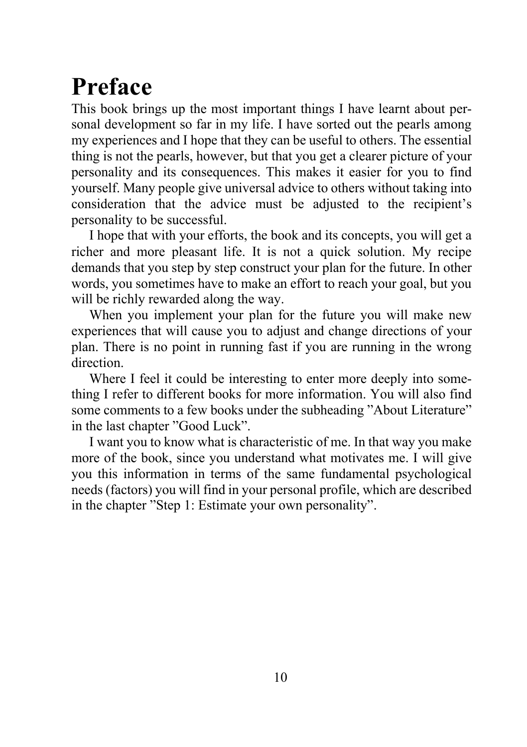# Preface

This book brings up the most important things I have learnt about personal development so far in my life. I have sorted out the pearls among my experiences and I hope that they can be useful to others. The essential thing is not the pearls, however, but that you get a clearer picture of your personality and its consequences. This makes it easier for you to find yourself. Many people give universal advice to others without taking into consideration that the advice must be adjusted to the recipient's personality to be successful.

I hope that with your efforts, the book and its concepts, you will get a richer and more pleasant life. It is not a quick solution. My recipe demands that you step by step construct your plan for the future. In other words, you sometimes have to make an effort to reach your goal, but you will be richly rewarded along the way.

When you implement your plan for the future you will make new experiences that will cause you to adjust and change directions of your plan. There is no point in running fast if you are running in the wrong direction.

Where I feel it could be interesting to enter more deeply into something I refer to different books for more information. You will also find some comments to a few books under the subheading ”About Literature” in the last chapter ”Good Luck”.

I want you to know what is characteristic of me. In that way you make more of the book, since you understand what motivates me. I will give you this information in terms of the same fundamental psychological needs (factors) you will find in your personal profile, which are described in the chapter ”Step 1: Estimate your own personality”.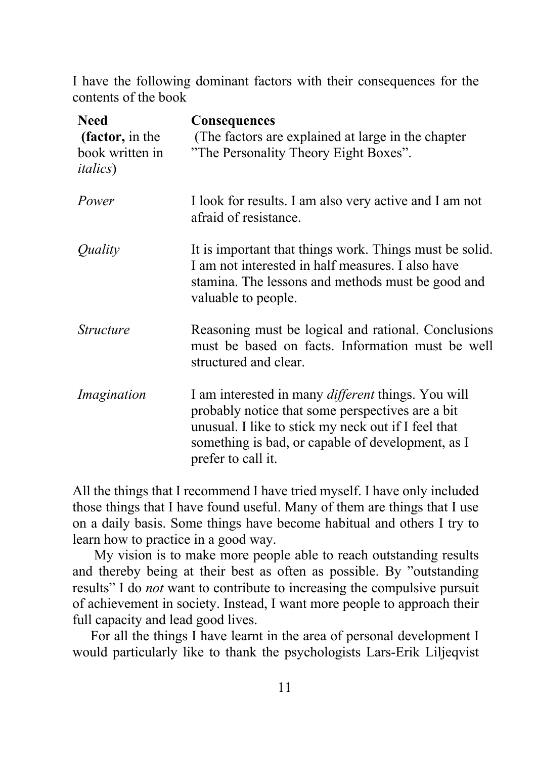I have the following dominant factors with their consequences for the contents of the book

| **Need** (**factor,** in the book written in *italics*) | **Consequences** (The factors are explained at large in the chapter ”The Personality Theory Eight Boxes”. |
|---|---|
| *Power* | I look for results. I am also very active and I am not afraid of resistance. |
| *Quality* | It is important that things work. Things must be solid. I am not interested in half measures. I also have stamina. The lessons and methods must be good and valuable to people. |
| *Structure* | Reasoning must be logical and rational. Conclusions must be based on facts. Information must be well structured and clear. |
| *Imagination* | I am interested in many *different* things. You will probably notice that some perspectives are a bit unusual. I like to stick my neck out if I feel that something is bad, or capable of development, as I prefer to call it. |

All the things that I recommend I have tried myself. I have only included those things that I have found useful. Many of them are things that I use on a daily basis. Some things have become habitual and others I try to learn how to practice in a good way.

My vision is to make more people able to reach outstanding results and thereby being at their best as often as possible. By ”outstanding results” I do *not* want to contribute to increasing the compulsive pursuit of achievement in society. Instead, I want more people to approach their full capacity and lead good lives.

For all the things I have learnt in the area of personal development I would particularly like to thank the psychologists Lars-Erik Liljeqvist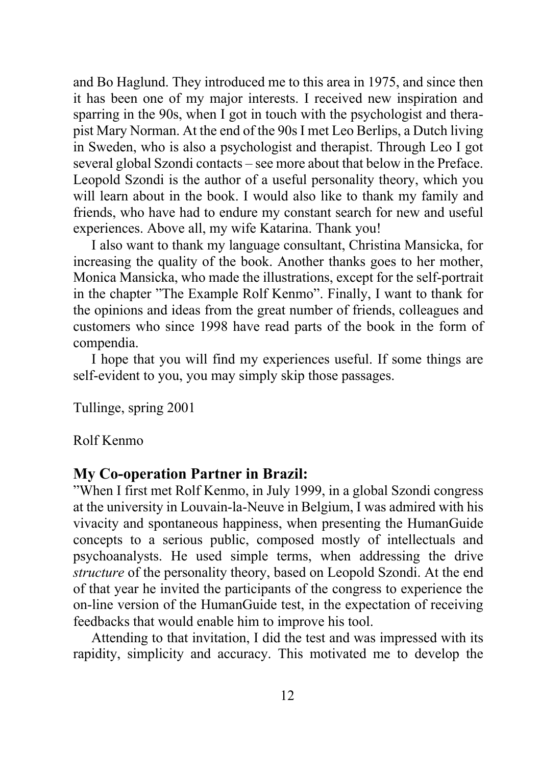and Bo Haglund. They introduced me to this area in 1975, and since then it has been one of my major interests. I received new inspiration and sparring in the 90s, when I got in touch with the psychologist and therapist Mary Norman. At the end of the 90s I met Leo Berlips, a Dutch living in Sweden, who is also a psychologist and therapist. Through Leo I got several global Szondi contacts – see more about that below in the Preface. Leopold Szondi is the author of a useful personality theory, which you will learn about in the book. I would also like to thank my family and friends, who have had to endure my constant search for new and useful experiences. Above all, my wife Katarina. Thank you!

I also want to thank my language consultant, Christina Mansicka, for increasing the quality of the book. Another thanks goes to her mother, Monica Mansicka, who made the illustrations, except for the self-portrait in the chapter ”The Example Rolf Kenmo”. Finally, I want to thank for the opinions and ideas from the great number of friends, colleagues and customers who since 1998 have read parts of the book in the form of compendia.

I hope that you will find my experiences useful. If some things are self-evident to you, you may simply skip those passages.

Tullinge, spring 2001

Rolf Kenmo

## My Co-operation Partner in Brazil:

”When I first met Rolf Kenmo, in July 1999, in a global Szondi congress at the university in Louvain-la-Neuve in Belgium, I was admired with his vivacity and spontaneous happiness, when presenting the HumanGuide concepts to a serious public, composed mostly of intellectuals and psychoanalysts. He used simple terms, when addressing the drive *structure* of the personality theory, based on Leopold Szondi. At the end of that year he invited the participants of the congress to experience the on-line version of the HumanGuide test, in the expectation of receiving feedbacks that would enable him to improve his tool.

Attending to that invitation, I did the test and was impressed with its rapidity, simplicity and accuracy. This motivated me to develop the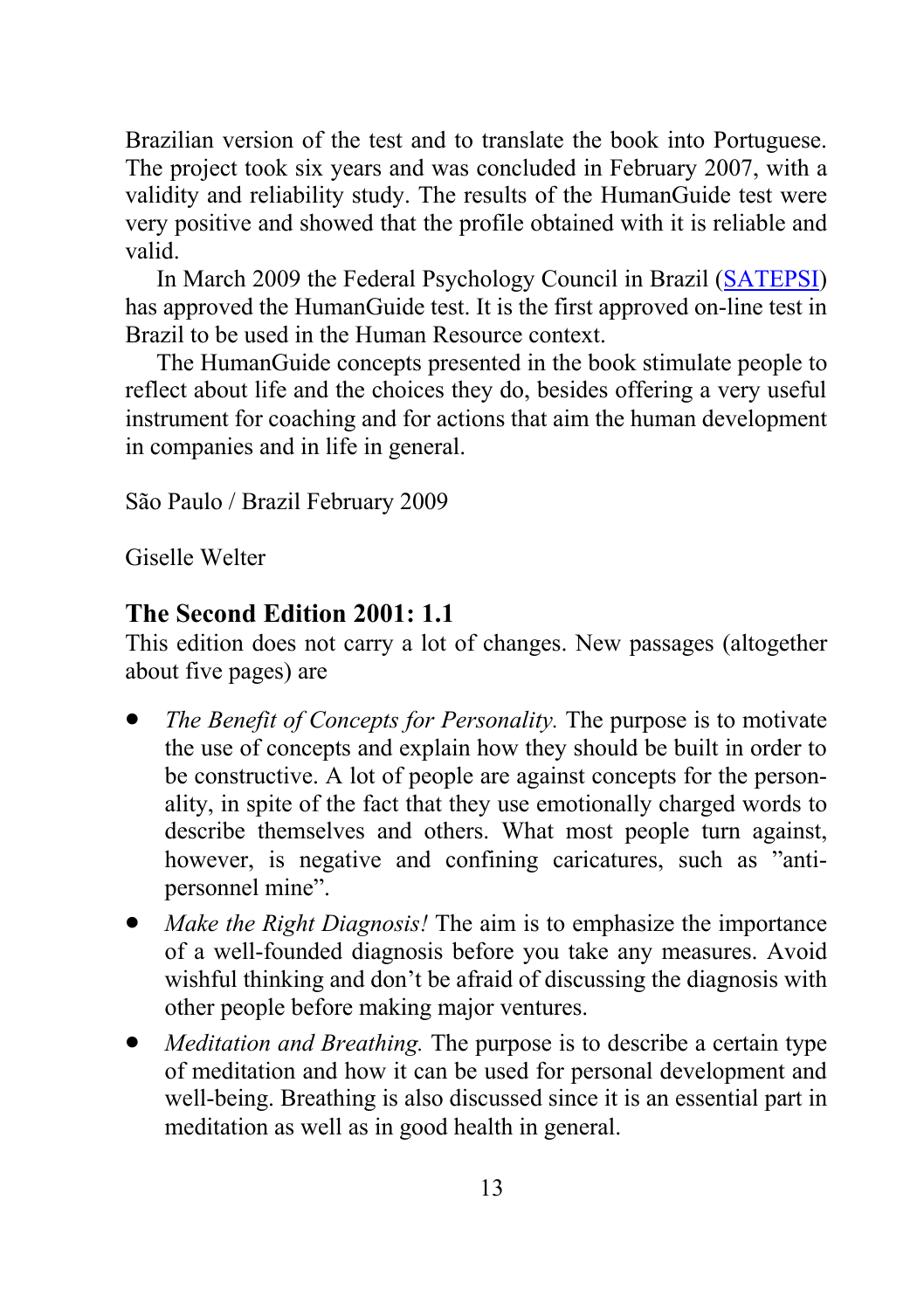Brazilian version of the test and to translate the book into Portuguese. The project took six years and was concluded in February 2007, with a validity and reliability study. The results of the HumanGuide test were very positive and showed that the profile obtained with it is reliable and valid.

In March 2009 the Federal Psychology Council in Brazil ([SATEPSI]) has approved the HumanGuide test. It is the first approved on-line test in Brazil to be used in the Human Resource context.

The HumanGuide concepts presented in the book stimulate people to reflect about life and the choices they do, besides offering a very useful instrument for coaching and for actions that aim the human development in companies and in life in general.

São Paulo / Brazil February 2009

Giselle Welter

## The Second Edition 2001: 1.1

This edition does not carry a lot of changes. New passages (altogether about five pages) are

- *The Benefit of Concepts for Personality.* The purpose is to motivate the use of concepts and explain how they should be built in order to be constructive. A lot of people are against concepts for the personality, in spite of the fact that they use emotionally charged words to describe themselves and others. What most people turn against, however, is negative and confining caricatures, such as "anti-personnel mine".
- *Make the Right Diagnosis!* The aim is to emphasize the importance of a well-founded diagnosis before you take any measures. Avoid wishful thinking and don't be afraid of discussing the diagnosis with other people before making major ventures.
- *Meditation and Breathing.* The purpose is to describe a certain type of meditation and how it can be used for personal development and well-being. Breathing is also discussed since it is an essential part in meditation as well as in good health in general.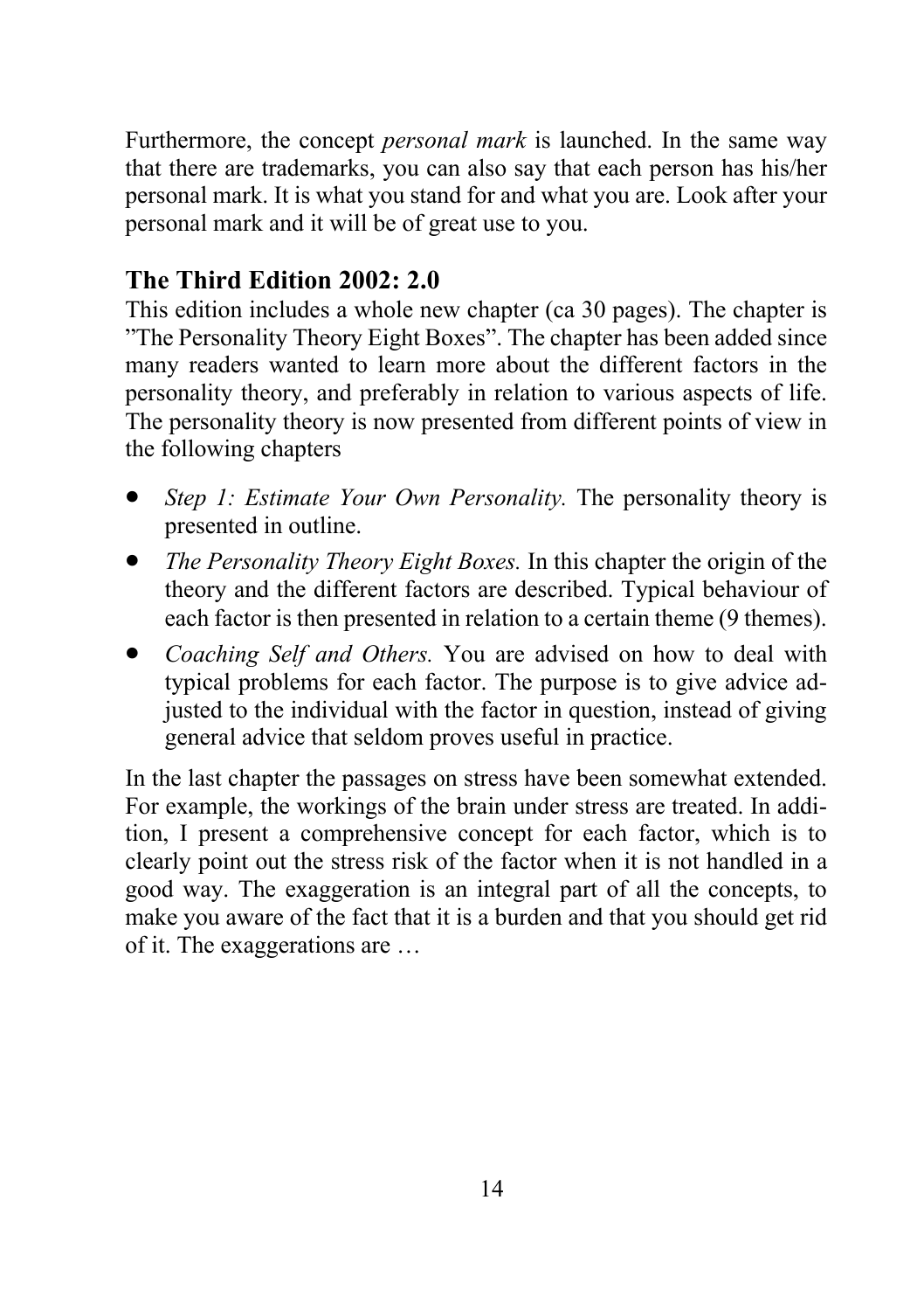Furthermore, the concept *personal mark* is launched. In the same way that there are trademarks, you can also say that each person has his/her personal mark. It is what you stand for and what you are. Look after your personal mark and it will be of great use to you.

## The Third Edition 2002: 2.0

This edition includes a whole new chapter (ca 30 pages). The chapter is ”The Personality Theory Eight Boxes”. The chapter has been added since many readers wanted to learn more about the different factors in the personality theory, and preferably in relation to various aspects of life. The personality theory is now presented from different points of view in the following chapters

- *Step 1: Estimate Your Own Personality.* The personality theory is presented in outline.
- *The Personality Theory Eight Boxes.* In this chapter the origin of the theory and the different factors are described. Typical behaviour of each factor is then presented in relation to a certain theme (9 themes).
- *Coaching Self and Others.* You are advised on how to deal with typical problems for each factor. The purpose is to give advice adjusted to the individual with the factor in question, instead of giving general advice that seldom proves useful in practice.

In the last chapter the passages on stress have been somewhat extended. For example, the workings of the brain under stress are treated. In addition, I present a comprehensive concept for each factor, which is to clearly point out the stress risk of the factor when it is not handled in a good way. The exaggeration is an integral part of all the concepts, to make you aware of the fact that it is a burden and that you should get rid of it. The exaggerations are …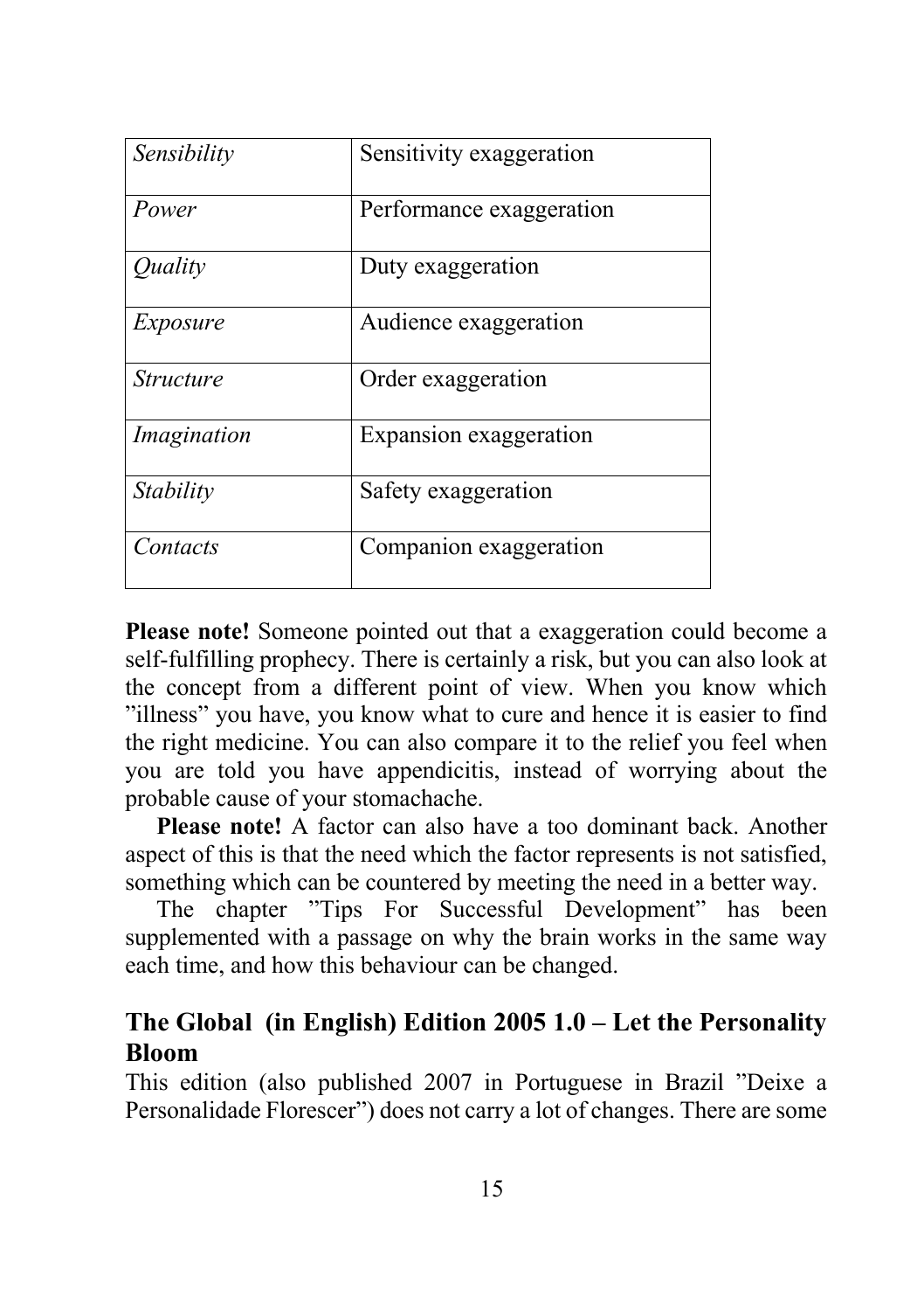| *Sensibility* | Sensitivity exaggeration |
|---|---|
| *Power* | Performance exaggeration |
| *Quality* | Duty exaggeration |
| *Exposure* | Audience exaggeration |
| *Structure* | Order exaggeration |
| *Imagination* | Expansion exaggeration |
| *Stability* | Safety exaggeration |
| *Contacts* | Companion exaggeration |

**Please note!** Someone pointed out that a exaggeration could become a self-fulfilling prophecy. There is certainly a risk, but you can also look at the concept from a different point of view. When you know which ”illness” you have, you know what to cure and hence it is easier to find the right medicine. You can also compare it to the relief you feel when you are told you have appendicitis, instead of worrying about the probable cause of your stomachache.

**Please note!** A factor can also have a too dominant back. Another aspect of this is that the need which the factor represents is not satisfied, something which can be countered by meeting the need in a better way.

The chapter ”Tips For Successful Development” has been supplemented with a passage on why the brain works in the same way each time, and how this behaviour can be changed.

### The Global (in English) Edition 2005 1.0 – Let the Personality Bloom

This edition (also published 2007 in Portuguese in Brazil ”Deixe a Personalidade Florescer”) does not carry a lot of changes. There are some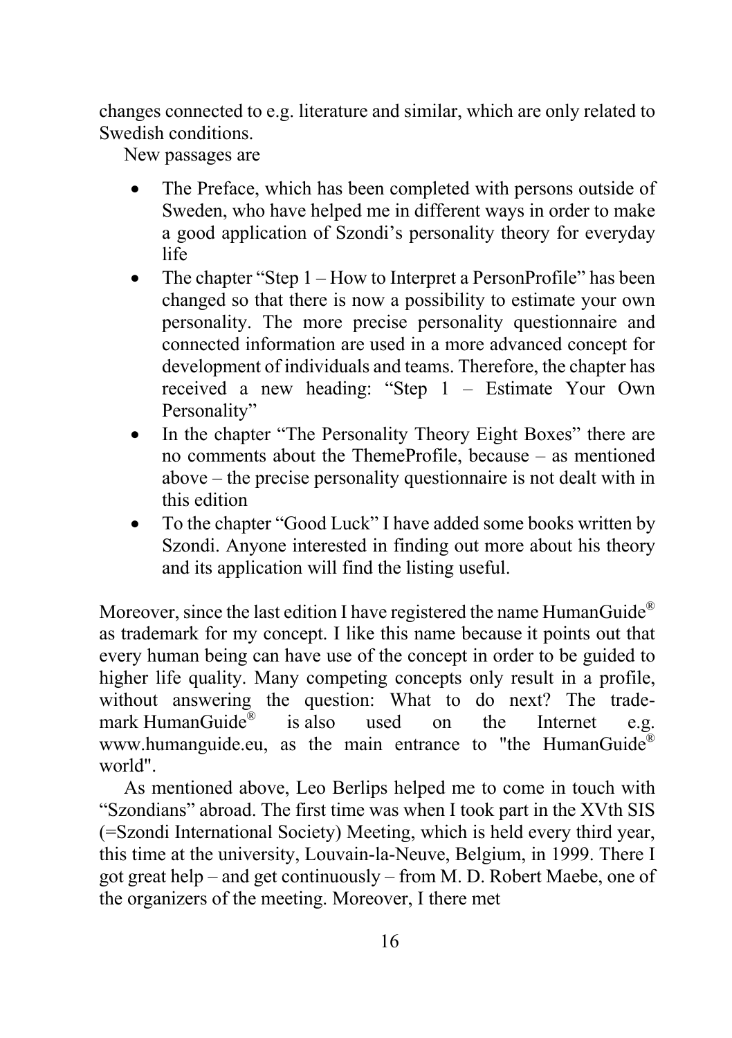changes connected to e.g. literature and similar, which are only related to Swedish conditions.

New passages are

- The Preface, which has been completed with persons outside of Sweden, who have helped me in different ways in order to make a good application of Szondi's personality theory for everyday life
- The chapter "Step 1 – How to Interpret a PersonProfile" has been changed so that there is now a possibility to estimate your own personality. The more precise personality questionnaire and connected information are used in a more advanced concept for development of individuals and teams. Therefore, the chapter has received a new heading: "Step 1 – Estimate Your Own Personality"
- In the chapter "The Personality Theory Eight Boxes" there are no comments about the ThemeProfile, because – as mentioned above – the precise personality questionnaire is not dealt with in this edition
- To the chapter "Good Luck" I have added some books written by Szondi. Anyone interested in finding out more about his theory and its application will find the listing useful.

Moreover, since the last edition I have registered the name HumanGuide® as trademark for my concept. I like this name because it points out that every human being can have use of the concept in order to be guided to higher life quality. Many competing concepts only result in a profile, without answering the question: What to do next? The trademark HumanGuide® is also used on the Internet e.g. www.humanguide.eu, as the main entrance to "the HumanGuide® world".

As mentioned above, Leo Berlips helped me to come in touch with "Szondians" abroad. The first time was when I took part in the XVth SIS (=Szondi International Society) Meeting, which is held every third year, this time at the university, Louvain-la-Neuve, Belgium, in 1999. There I got great help – and get continuously – from M. D. Robert Maebe, one of the organizers of the meeting. Moreover, I there met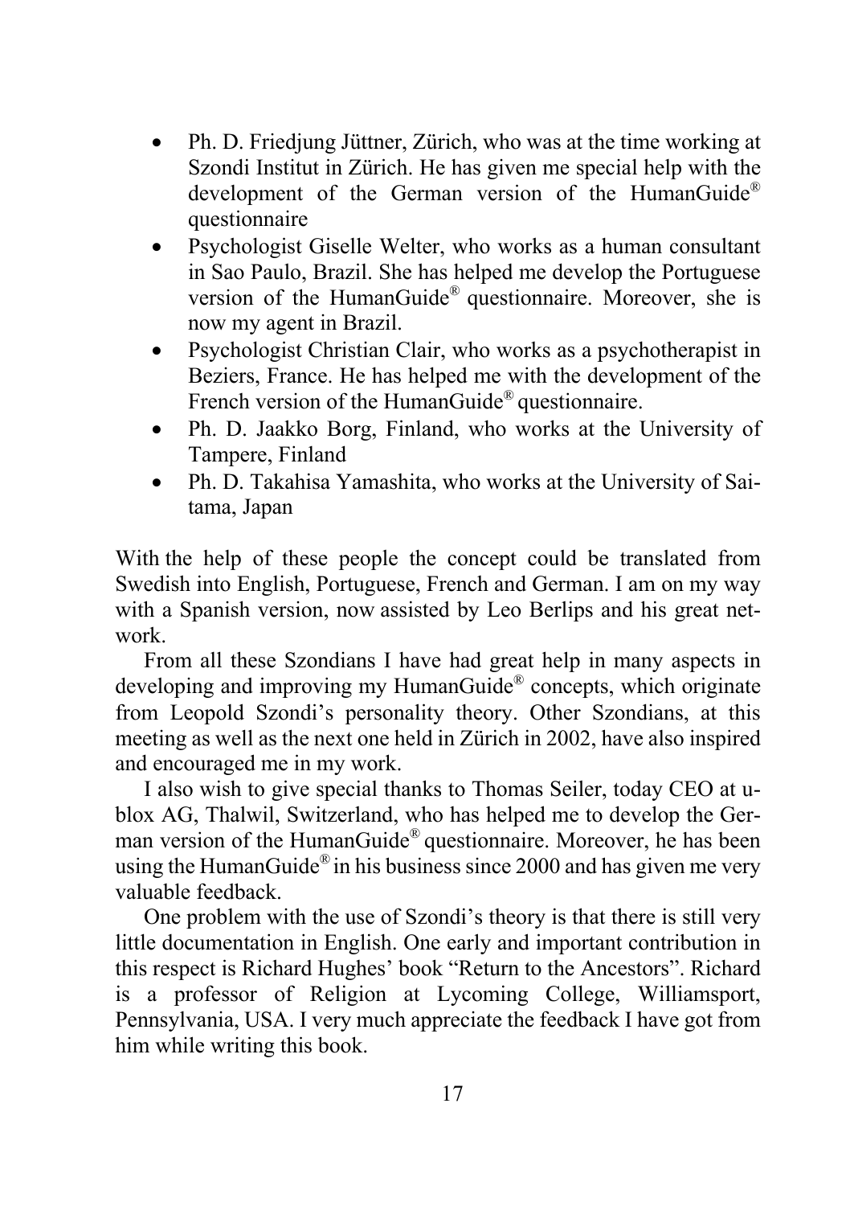- Ph. D. Friedjung Jüttner, Zürich, who was at the time working at Szondi Institut in Zürich. He has given me special help with the development of the German version of the HumanGuide® questionnaire
- Psychologist Giselle Welter, who works as a human consultant in Sao Paulo, Brazil. She has helped me develop the Portuguese version of the HumanGuide® questionnaire. Moreover, she is now my agent in Brazil.
- Psychologist Christian Clair, who works as a psychotherapist in Beziers, France. He has helped me with the development of the French version of the HumanGuide® questionnaire.
- Ph. D. Jaakko Borg, Finland, who works at the University of Tampere, Finland
- Ph. D. Takahisa Yamashita, who works at the University of Saitama, Japan

With the help of these people the concept could be translated from Swedish into English, Portuguese, French and German. I am on my way with a Spanish version, now assisted by Leo Berlips and his great network.

From all these Szondians I have had great help in many aspects in developing and improving my HumanGuide® concepts, which originate from Leopold Szondi's personality theory. Other Szondians, at this meeting as well as the next one held in Zürich in 2002, have also inspired and encouraged me in my work.

I also wish to give special thanks to Thomas Seiler, today CEO at u-blox AG, Thalwil, Switzerland, who has helped me to develop the German version of the HumanGuide® questionnaire. Moreover, he has been using the HumanGuide® in his business since 2000 and has given me very valuable feedback.

One problem with the use of Szondi's theory is that there is still very little documentation in English. One early and important contribution in this respect is Richard Hughes' book "Return to the Ancestors". Richard is a professor of Religion at Lycoming College, Williamsport, Pennsylvania, USA. I very much appreciate the feedback I have got from him while writing this book.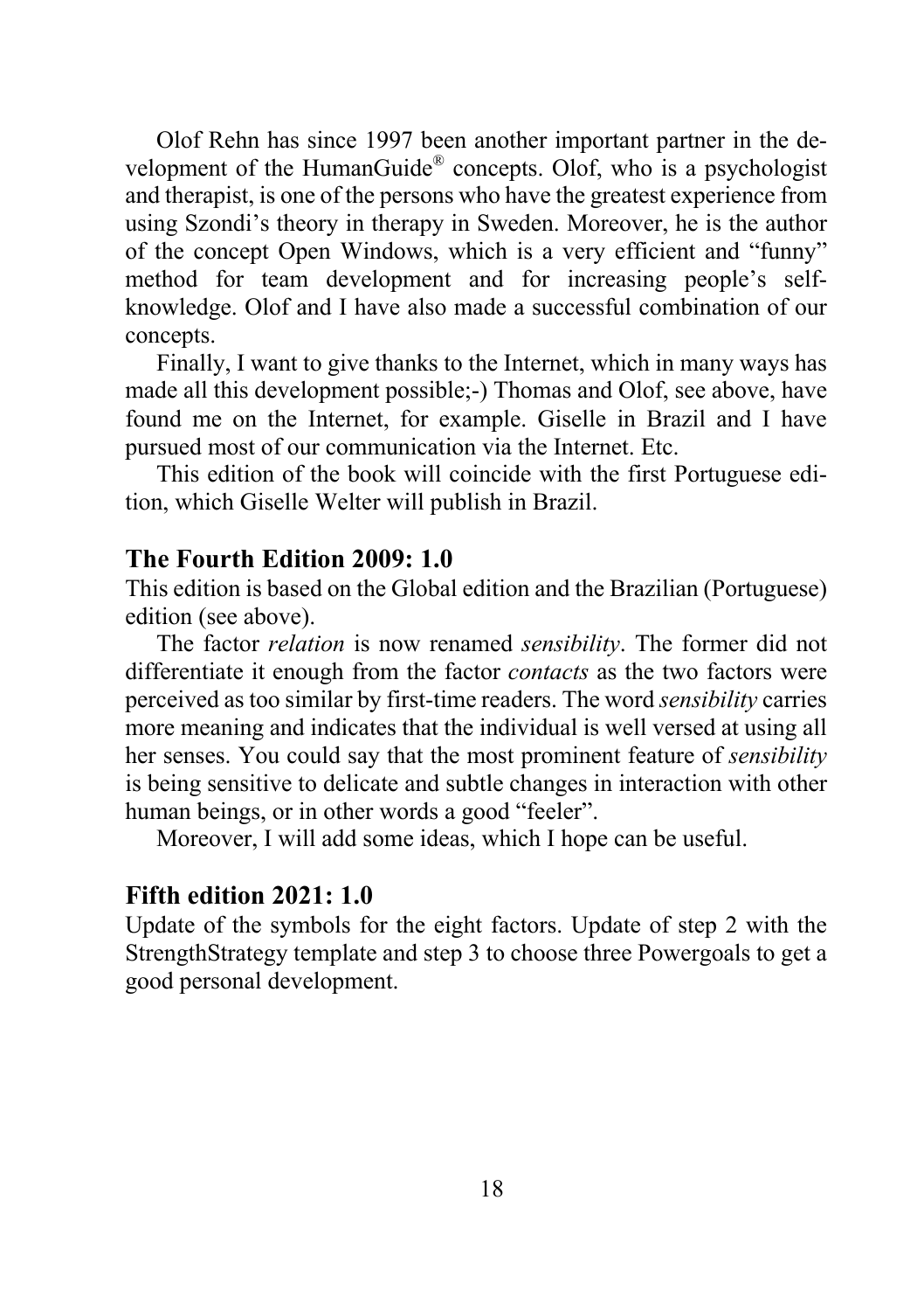Olof Rehn has since 1997 been another important partner in the development of the HumanGuide® concepts. Olof, who is a psychologist and therapist, is one of the persons who have the greatest experience from using Szondi's theory in therapy in Sweden. Moreover, he is the author of the concept Open Windows, which is a very efficient and "funny" method for team development and for increasing people's self-knowledge. Olof and I have also made a successful combination of our concepts.

Finally, I want to give thanks to the Internet, which in many ways has made all this development possible;-) Thomas and Olof, see above, have found me on the Internet, for example. Giselle in Brazil and I have pursued most of our communication via the Internet. Etc.

This edition of the book will coincide with the first Portuguese edition, which Giselle Welter will publish in Brazil.

## The Fourth Edition 2009: 1.0

This edition is based on the Global edition and the Brazilian (Portuguese) edition (see above).

The factor *relation* is now renamed *sensibility*. The former did not differentiate it enough from the factor *contacts* as the two factors were perceived as too similar by first-time readers. The word *sensibility* carries more meaning and indicates that the individual is well versed at using all her senses. You could say that the most prominent feature of *sensibility* is being sensitive to delicate and subtle changes in interaction with other human beings, or in other words a good "feeler".

Moreover, I will add some ideas, which I hope can be useful.

## Fifth edition 2021: 1.0

Update of the symbols for the eight factors. Update of step 2 with the StrengthStrategy template and step 3 to choose three Powergoals to get a good personal development.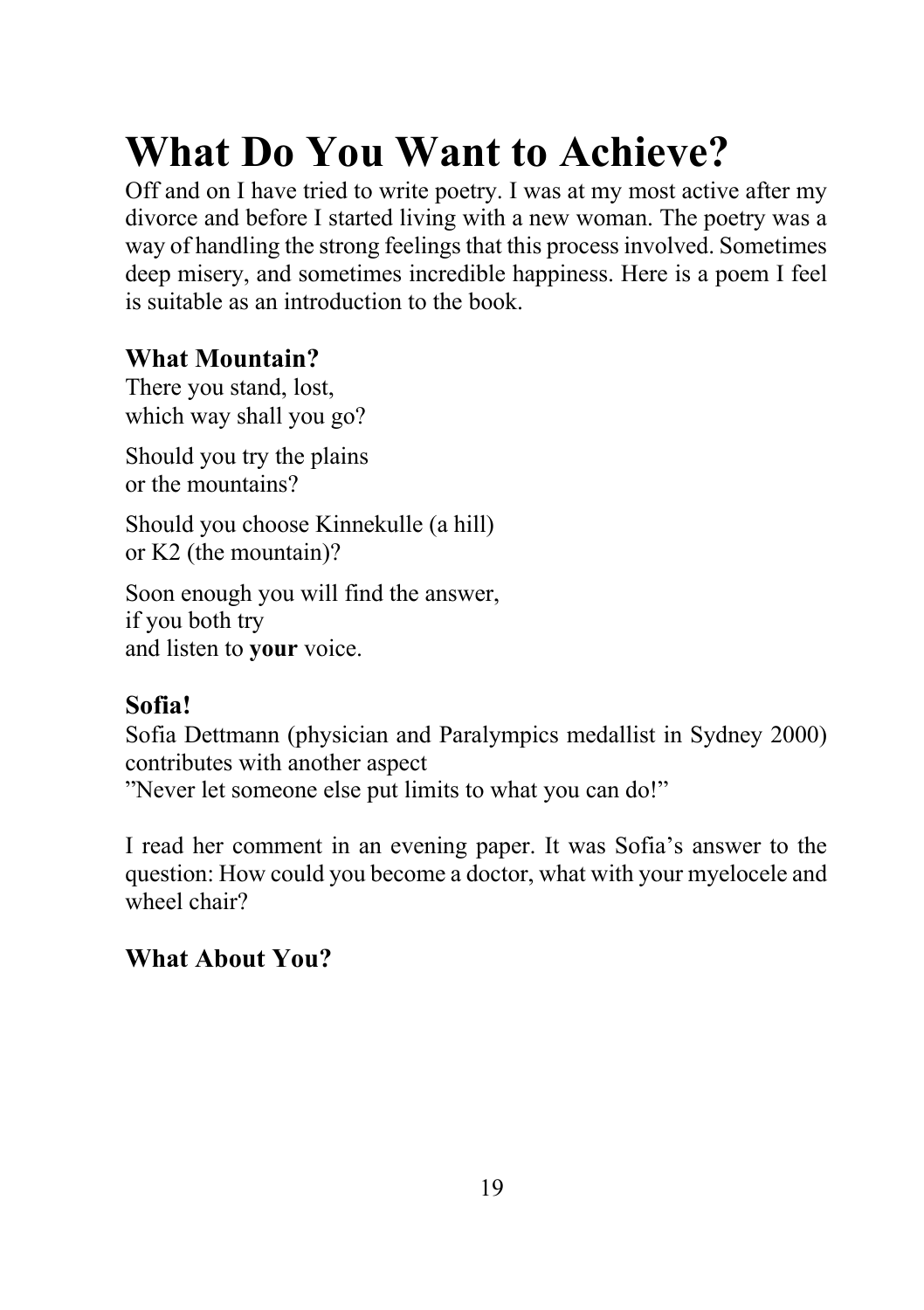# What Do You Want to Achieve?

Off and on I have tried to write poetry. I was at my most active after my divorce and before I started living with a new woman. The poetry was a way of handling the strong feelings that this process involved. Sometimes deep misery, and sometimes incredible happiness. Here is a poem I feel is suitable as an introduction to the book.

### What Mountain?

There you stand, lost,
which way shall you go?

Should you try the plains
or the mountains?

Should you choose Kinnekulle (a hill)
or K2 (the mountain)?

Soon enough you will find the answer,
if you both try
and listen to **your** voice.

### Sofia!

Sofia Dettmann (physician and Paralympics medallist in Sydney 2000) contributes with another aspect
”Never let someone else put limits to what you can do!”

I read her comment in an evening paper. It was Sofia’s answer to the question: How could you become a doctor, what with your myelocele and wheel chair?

### What About You?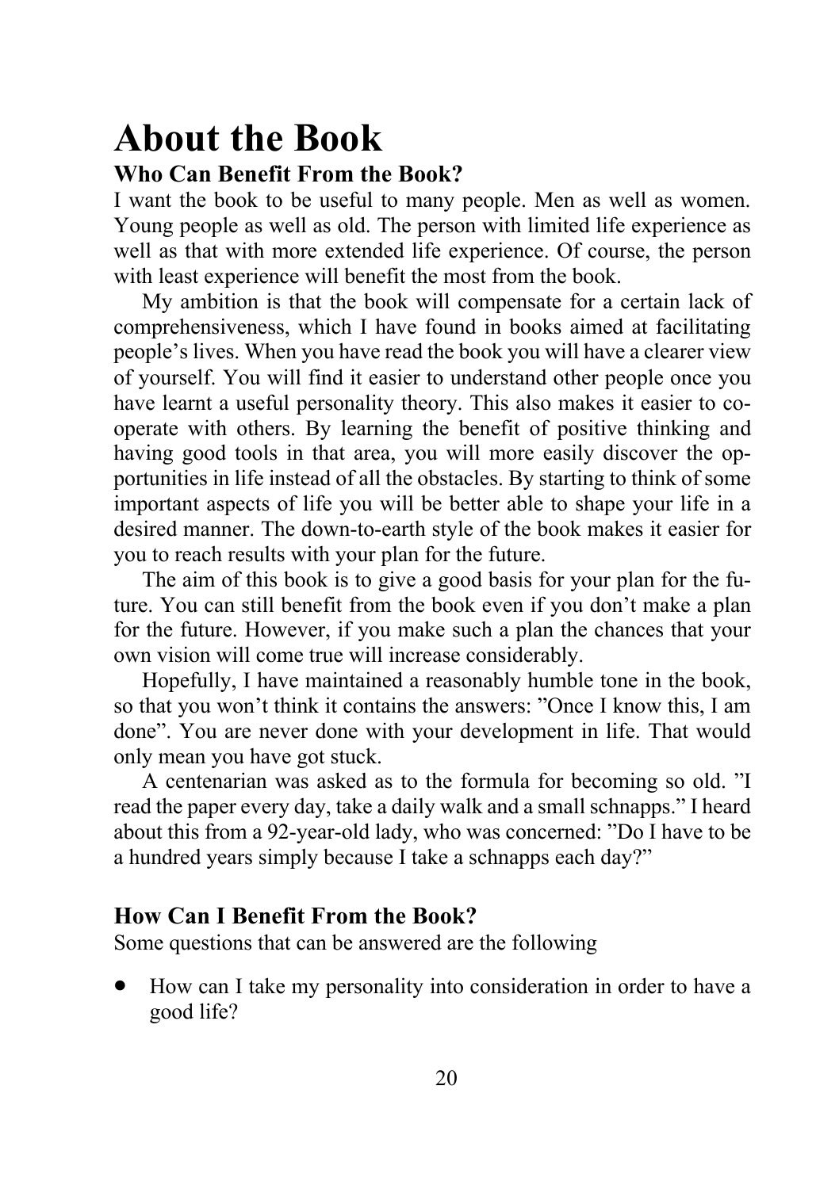# About the Book

## Who Can Benefit From the Book?

I want the book to be useful to many people. Men as well as women. Young people as well as old. The person with limited life experience as well as that with more extended life experience. Of course, the person with least experience will benefit the most from the book.

My ambition is that the book will compensate for a certain lack of comprehensiveness, which I have found in books aimed at facilitating people's lives. When you have read the book you will have a clearer view of yourself. You will find it easier to understand other people once you have learnt a useful personality theory. This also makes it easier to co-operate with others. By learning the benefit of positive thinking and having good tools in that area, you will more easily discover the opportunities in life instead of all the obstacles. By starting to think of some important aspects of life you will be better able to shape your life in a desired manner. The down-to-earth style of the book makes it easier for you to reach results with your plan for the future.

The aim of this book is to give a good basis for your plan for the future. You can still benefit from the book even if you don't make a plan for the future. However, if you make such a plan the chances that your own vision will come true will increase considerably.

Hopefully, I have maintained a reasonably humble tone in the book, so that you won't think it contains the answers: "Once I know this, I am done". You are never done with your development in life. That would only mean you have got stuck.

A centenarian was asked as to the formula for becoming so old. "I read the paper every day, take a daily walk and a small schnapps." I heard about this from a 92-year-old lady, who was concerned: "Do I have to be a hundred years simply because I take a schnapps each day?"

## How Can I Benefit From the Book?

Some questions that can be answered are the following

- How can I take my personality into consideration in order to have a good life?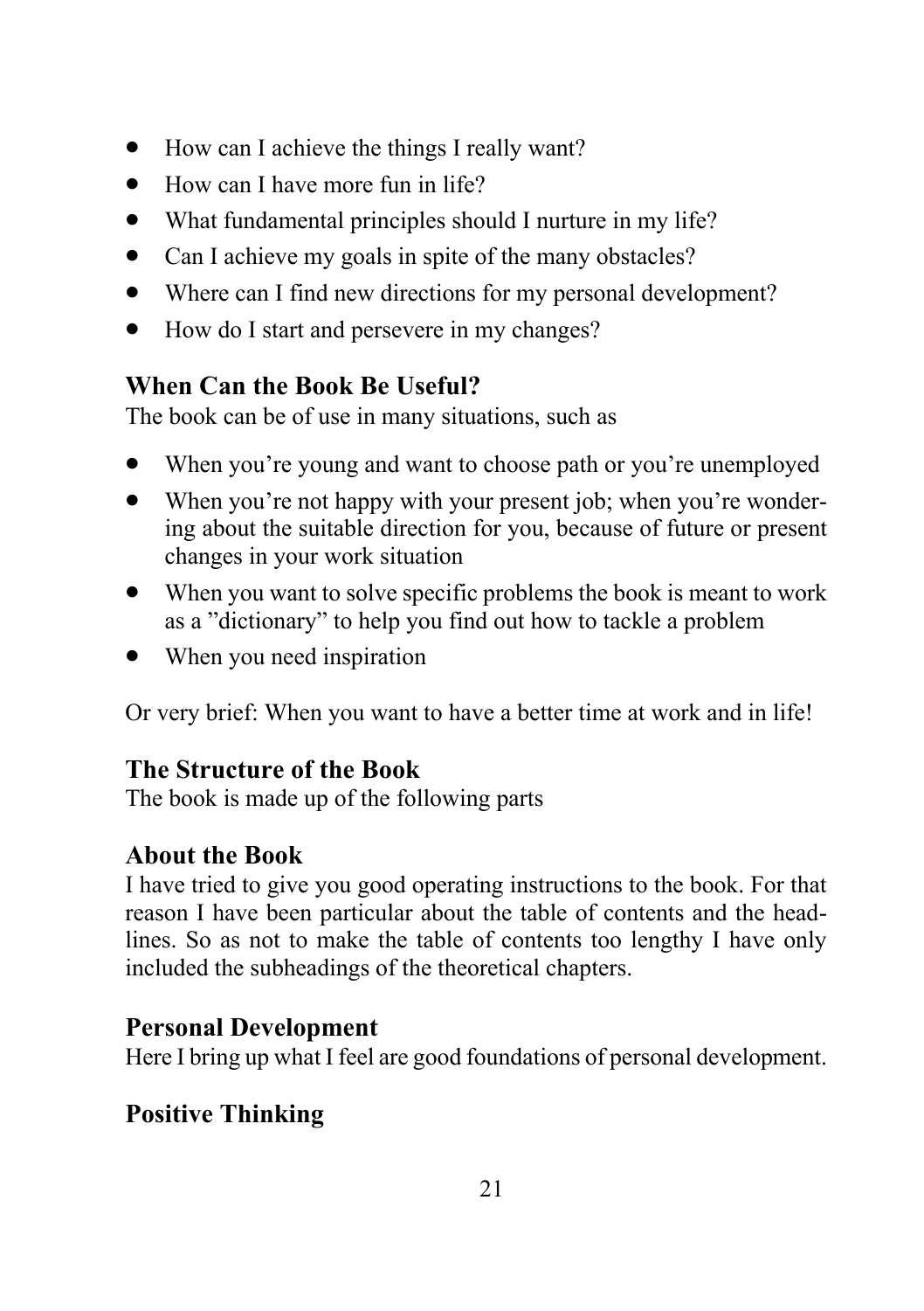- How can I achieve the things I really want?
- How can I have more fun in life?
- What fundamental principles should I nurture in my life?
- Can I achieve my goals in spite of the many obstacles?
- Where can I find new directions for my personal development?
- How do I start and persevere in my changes?

### When Can the Book Be Useful?

The book can be of use in many situations, such as

- When you're young and want to choose path or you're unemployed
- When you're not happy with your present job; when you're wondering about the suitable direction for you, because of future or present changes in your work situation
- When you want to solve specific problems the book is meant to work as a "dictionary" to help you find out how to tackle a problem
- When you need inspiration

Or very brief: When you want to have a better time at work and in life!

### The Structure of the Book

The book is made up of the following parts

### About the Book

I have tried to give you good operating instructions to the book. For that reason I have been particular about the table of contents and the headlines. So as not to make the table of contents too lengthy I have only included the subheadings of the theoretical chapters.

### Personal Development

Here I bring up what I feel are good foundations of personal development.

### Positive Thinking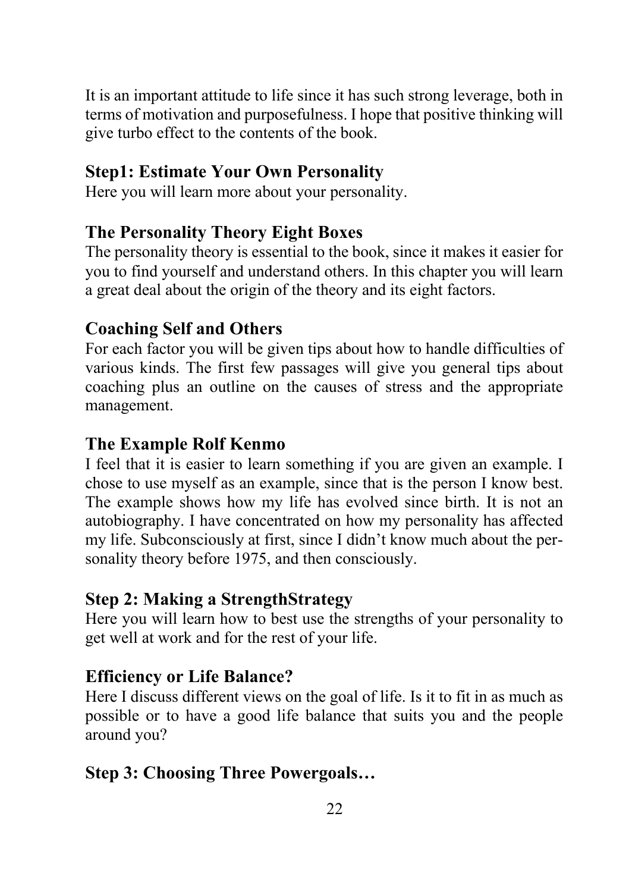It is an important attitude to life since it has such strong leverage, both in terms of motivation and purposefulness. I hope that positive thinking will give turbo effect to the contents of the book.

## Step1: Estimate Your Own Personality

Here you will learn more about your personality.

## The Personality Theory Eight Boxes

The personality theory is essential to the book, since it makes it easier for you to find yourself and understand others. In this chapter you will learn a great deal about the origin of the theory and its eight factors.

## Coaching Self and Others

For each factor you will be given tips about how to handle difficulties of various kinds. The first few passages will give you general tips about coaching plus an outline on the causes of stress and the appropriate management.

## The Example Rolf Kenmo

I feel that it is easier to learn something if you are given an example. I chose to use myself as an example, since that is the person I know best. The example shows how my life has evolved since birth. It is not an autobiography. I have concentrated on how my personality has affected my life. Subconsciously at first, since I didn't know much about the personality theory before 1975, and then consciously.

## Step 2: Making a StrengthStrategy

Here you will learn how to best use the strengths of your personality to get well at work and for the rest of your life.

## Efficiency or Life Balance?

Here I discuss different views on the goal of life. Is it to fit in as much as possible or to have a good life balance that suits you and the people around you?

## Step 3: Choosing Three Powergoals…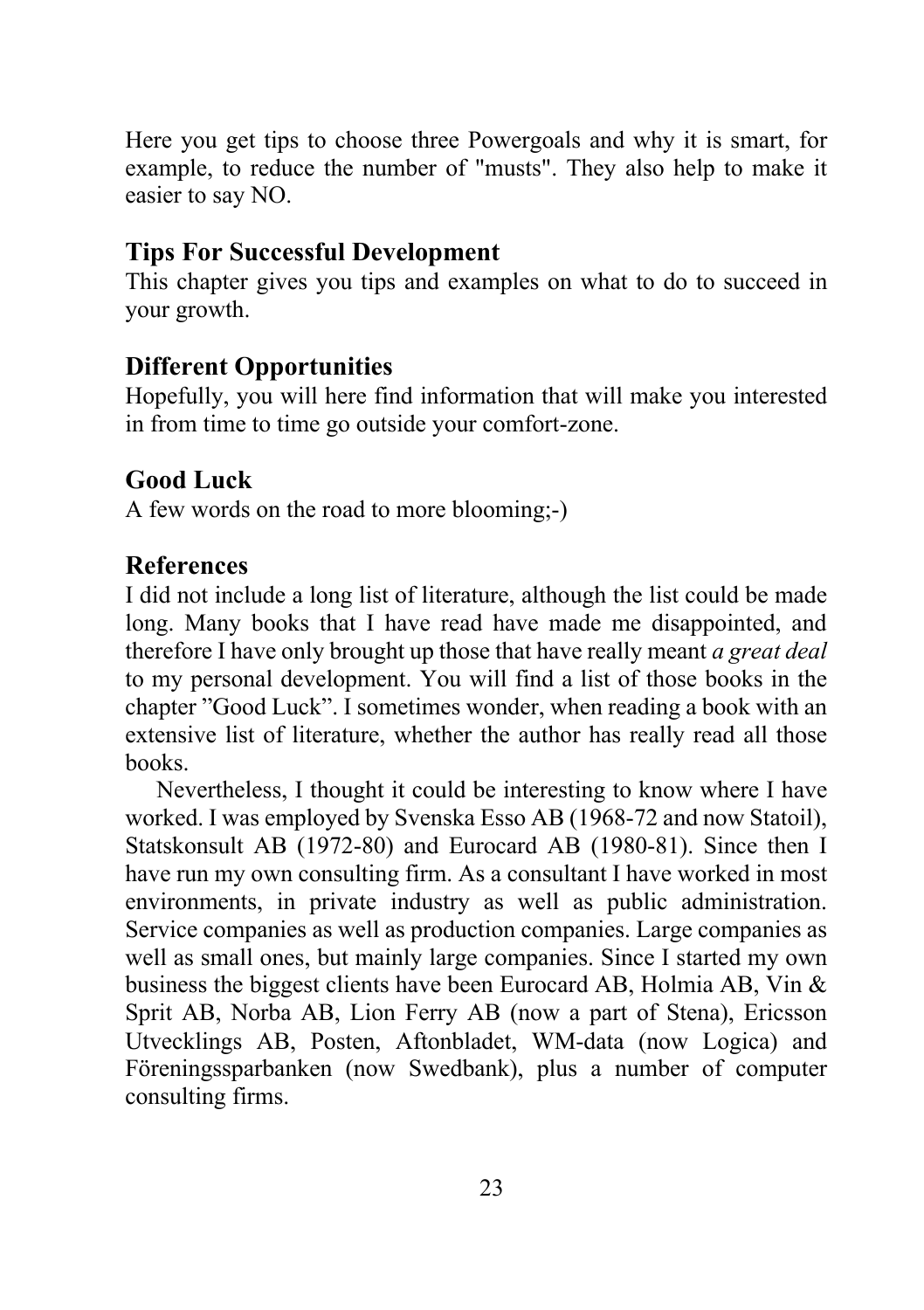Here you get tips to choose three Powergoals and why it is smart, for example, to reduce the number of "musts". They also help to make it easier to say NO.

## Tips For Successful Development

This chapter gives you tips and examples on what to do to succeed in your growth.

## Different Opportunities

Hopefully, you will here find information that will make you interested in from time to time go outside your comfort-zone.

## Good Luck

A few words on the road to more blooming;-)

## References

I did not include a long list of literature, although the list could be made long. Many books that I have read have made me disappointed, and therefore I have only brought up those that have really meant *a great deal* to my personal development. You will find a list of those books in the chapter ”Good Luck”. I sometimes wonder, when reading a book with an extensive list of literature, whether the author has really read all those books.

Nevertheless, I thought it could be interesting to know where I have worked. I was employed by Svenska Esso AB (1968-72 and now Statoil), Statskonsult AB (1972-80) and Eurocard AB (1980-81). Since then I have run my own consulting firm. As a consultant I have worked in most environments, in private industry as well as public administration. Service companies as well as production companies. Large companies as well as small ones, but mainly large companies. Since I started my own business the biggest clients have been Eurocard AB, Holmia AB, Vin & Sprit AB, Norba AB, Lion Ferry AB (now a part of Stena), Ericsson Utvecklings AB, Posten, Aftonbladet, WM-data (now Logica) and Föreningssparbanken (now Swedbank), plus a number of computer consulting firms.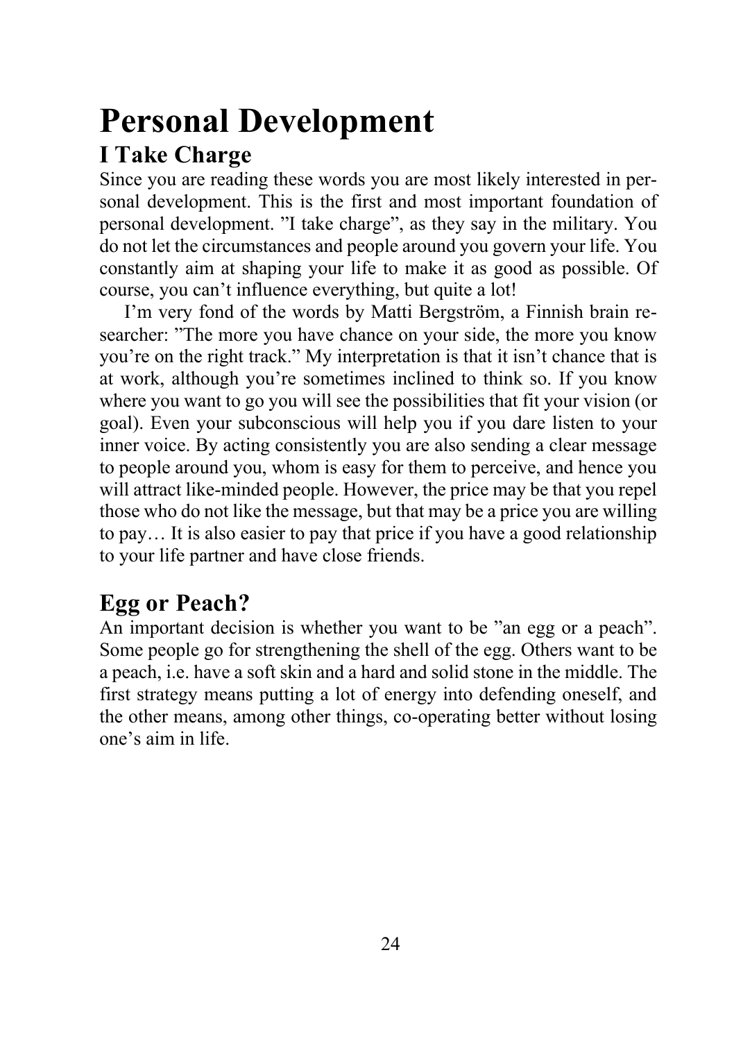# Personal Development

## I Take Charge

Since you are reading these words you are most likely interested in personal development. This is the first and most important foundation of personal development. ”I take charge”, as they say in the military. You do not let the circumstances and people around you govern your life. You constantly aim at shaping your life to make it as good as possible. Of course, you can’t influence everything, but quite a lot!

I’m very fond of the words by Matti Bergström, a Finnish brain researcher: ”The more you have chance on your side, the more you know you’re on the right track.” My interpretation is that it isn’t chance that is at work, although you’re sometimes inclined to think so. If you know where you want to go you will see the possibilities that fit your vision (or goal). Even your subconscious will help you if you dare listen to your inner voice. By acting consistently you are also sending a clear message to people around you, whom is easy for them to perceive, and hence you will attract like-minded people. However, the price may be that you repel those who do not like the message, but that may be a price you are willing to pay… It is also easier to pay that price if you have a good relationship to your life partner and have close friends.

## Egg or Peach?

An important decision is whether you want to be ”an egg or a peach”. Some people go for strengthening the shell of the egg. Others want to be a peach, i.e. have a soft skin and a hard and solid stone in the middle. The first strategy means putting a lot of energy into defending oneself, and the other means, among other things, co-operating better without losing one’s aim in life.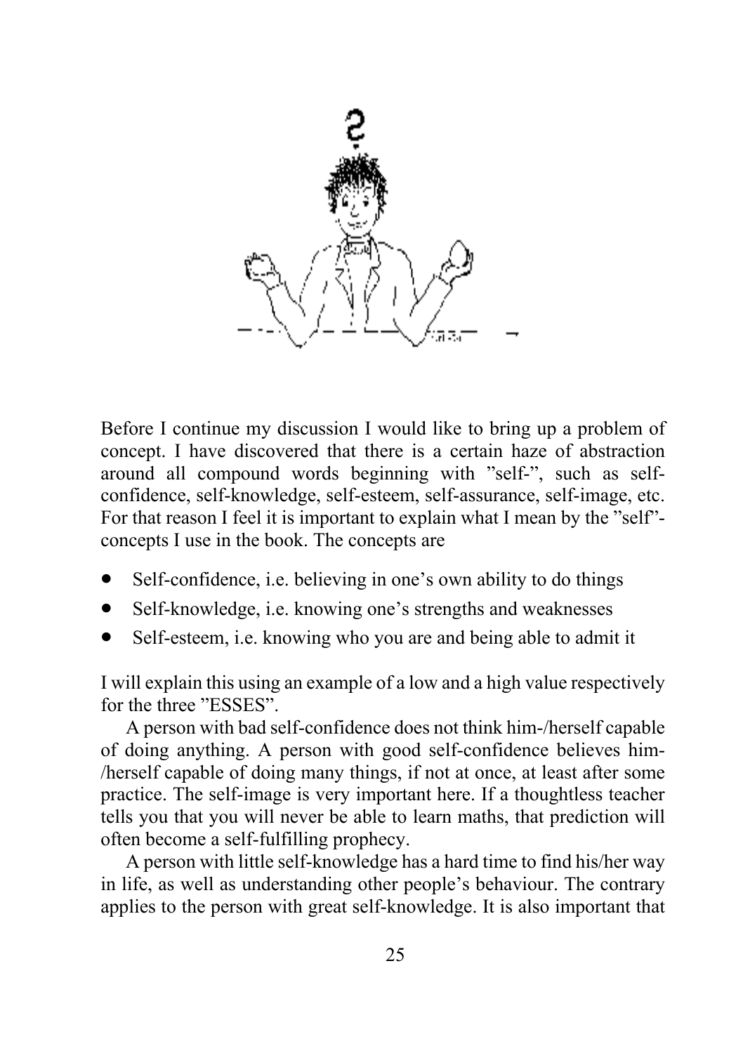Before I continue my discussion I would like to bring up a problem of concept. I have discovered that there is a certain haze of abstraction around all compound words beginning with ”self-”, such as self-confidence, self-knowledge, self-esteem, self-assurance, self-image, etc. For that reason I feel it is important to explain what I mean by the ”self”-concepts I use in the book. The concepts are

- Self-confidence, i.e. believing in one’s own ability to do things
- Self-knowledge, i.e. knowing one’s strengths and weaknesses
- Self-esteem, i.e. knowing who you are and being able to admit it

I will explain this using an example of a low and a high value respectively for the three ”ESSES”.

A person with bad self-confidence does not think him-/herself capable of doing anything. A person with good self-confidence believes him-/herself capable of doing many things, if not at once, at least after some practice. The self-image is very important here. If a thoughtless teacher tells you that you will never be able to learn maths, that prediction will often become a self-fulfilling prophecy.

A person with little self-knowledge has a hard time to find his/her way in life, as well as understanding other people’s behaviour. The contrary applies to the person with great self-knowledge. It is also important that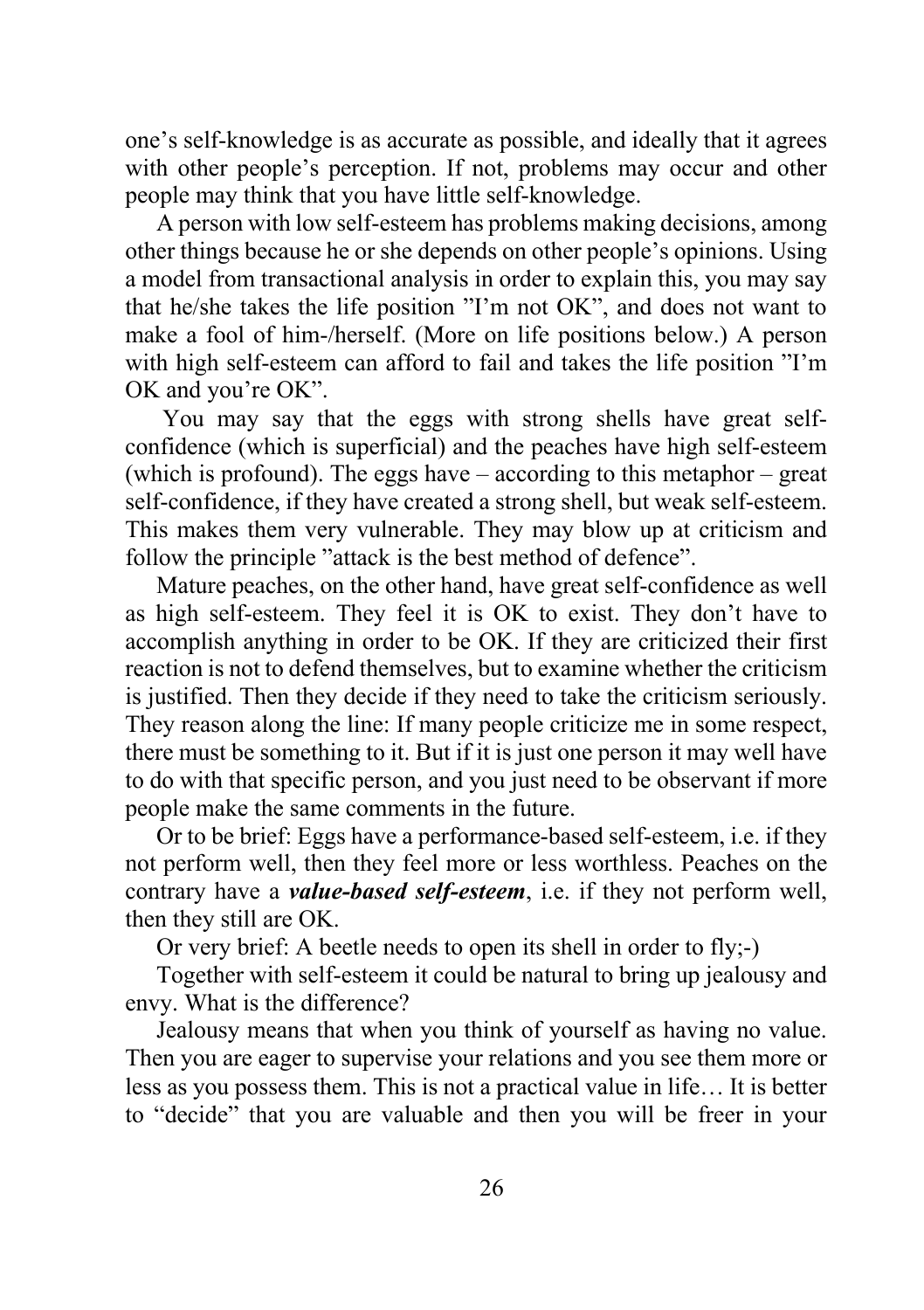one's self-knowledge is as accurate as possible, and ideally that it agrees with other people's perception. If not, problems may occur and other people may think that you have little self-knowledge.

A person with low self-esteem has problems making decisions, among other things because he or she depends on other people's opinions. Using a model from transactional analysis in order to explain this, you may say that he/she takes the life position "I'm not OK", and does not want to make a fool of him-/herself. (More on life positions below.) A person with high self-esteem can afford to fail and takes the life position "I'm OK and you're OK".

You may say that the eggs with strong shells have great self-confidence (which is superficial) and the peaches have high self-esteem (which is profound). The eggs have – according to this metaphor – great self-confidence, if they have created a strong shell, but weak self-esteem. This makes them very vulnerable. They may blow up at criticism and follow the principle "attack is the best method of defence".

Mature peaches, on the other hand, have great self-confidence as well as high self-esteem. They feel it is OK to exist. They don't have to accomplish anything in order to be OK. If they are criticized their first reaction is not to defend themselves, but to examine whether the criticism is justified. Then they decide if they need to take the criticism seriously. They reason along the line: If many people criticize me in some respect, there must be something to it. But if it is just one person it may well have to do with that specific person, and you just need to be observant if more people make the same comments in the future.

Or to be brief: Eggs have a performance-based self-esteem, i.e. if they not perform well, then they feel more or less worthless. Peaches on the contrary have a ***value-based self-esteem***, i.e. if they not perform well, then they still are OK.

Or very brief: A beetle needs to open its shell in order to fly;-)

Together with self-esteem it could be natural to bring up jealousy and envy. What is the difference?

Jealousy means that when you think of yourself as having no value. Then you are eager to supervise your relations and you see them more or less as you possess them. This is not a practical value in life… It is better to "decide" that you are valuable and then you will be freer in your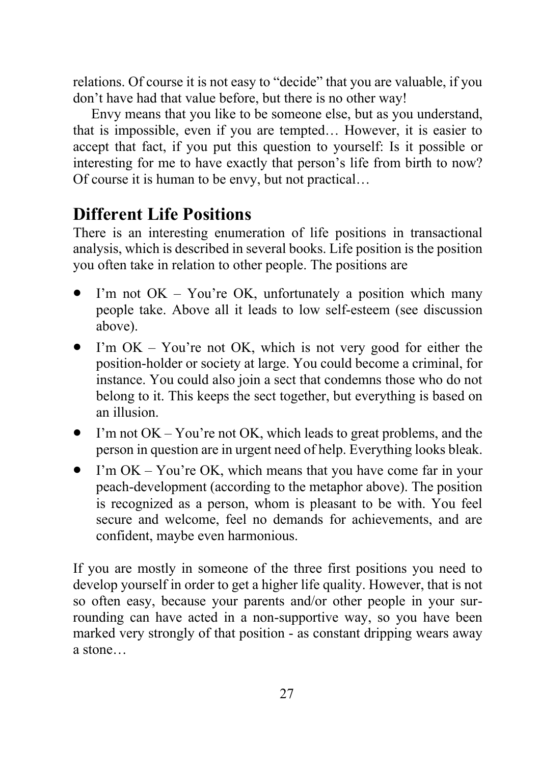relations. Of course it is not easy to "decide" that you are valuable, if you don't have had that value before, but there is no other way!

Envy means that you like to be someone else, but as you understand, that is impossible, even if you are tempted… However, it is easier to accept that fact, if you put this question to yourself: Is it possible or interesting for me to have exactly that person's life from birth to now? Of course it is human to be envy, but not practical…

## Different Life Positions

There is an interesting enumeration of life positions in transactional analysis, which is described in several books. Life position is the position you often take in relation to other people. The positions are

- I'm not OK – You're OK, unfortunately a position which many people take. Above all it leads to low self-esteem (see discussion above).
- I'm OK – You're not OK, which is not very good for either the position-holder or society at large. You could become a criminal, for instance. You could also join a sect that condemns those who do not belong to it. This keeps the sect together, but everything is based on an illusion.
- I'm not OK – You're not OK, which leads to great problems, and the person in question are in urgent need of help. Everything looks bleak.
- I'm OK – You're OK, which means that you have come far in your peach-development (according to the metaphor above). The position is recognized as a person, whom is pleasant to be with. You feel secure and welcome, feel no demands for achievements, and are confident, maybe even harmonious.

If you are mostly in someone of the three first positions you need to develop yourself in order to get a higher life quality. However, that is not so often easy, because your parents and/or other people in your surrounding can have acted in a non-supportive way, so you have been marked very strongly of that position - as constant dripping wears away a stone…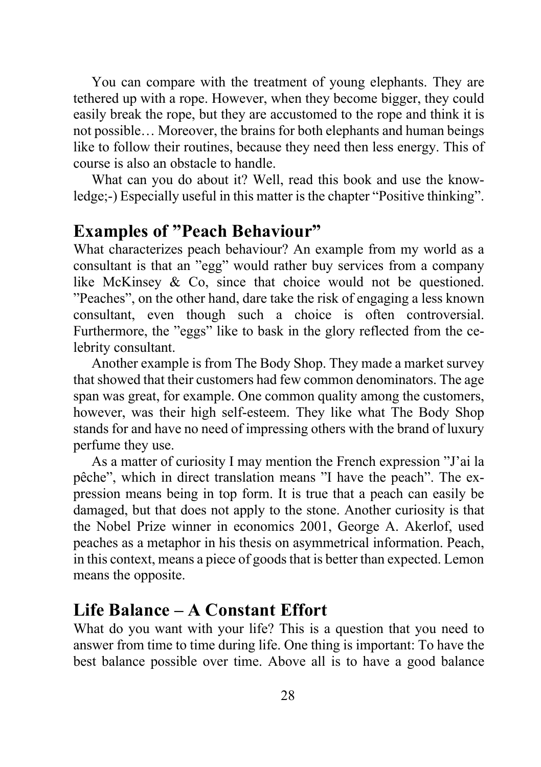You can compare with the treatment of young elephants. They are tethered up with a rope. However, when they become bigger, they could easily break the rope, but they are accustomed to the rope and think it is not possible… Moreover, the brains for both elephants and human beings like to follow their routines, because they need then less energy. This of course is also an obstacle to handle.

What can you do about it? Well, read this book and use the knowledge;-) Especially useful in this matter is the chapter "Positive thinking".

## Examples of ”Peach Behaviour”

What characterizes peach behaviour? An example from my world as a consultant is that an ”egg" would rather buy services from a company like McKinsey & Co, since that choice would not be questioned. ”Peaches", on the other hand, dare take the risk of engaging a less known consultant, even though such a choice is often controversial. Furthermore, the ”eggs" like to bask in the glory reflected from the celebrity consultant.

Another example is from The Body Shop. They made a market survey that showed that their customers had few common denominators. The age span was great, for example. One common quality among the customers, however, was their high self-esteem. They like what The Body Shop stands for and have no need of impressing others with the brand of luxury perfume they use.

As a matter of curiosity I may mention the French expression ”J'ai la pêche", which in direct translation means ”I have the peach". The expression means being in top form. It is true that a peach can easily be damaged, but that does not apply to the stone. Another curiosity is that the Nobel Prize winner in economics 2001, George A. Akerlof, used peaches as a metaphor in his thesis on asymmetrical information. Peach, in this context, means a piece of goods that is better than expected. Lemon means the opposite.

## Life Balance – A Constant Effort

What do you want with your life? This is a question that you need to answer from time to time during life. One thing is important: To have the best balance possible over time. Above all is to have a good balance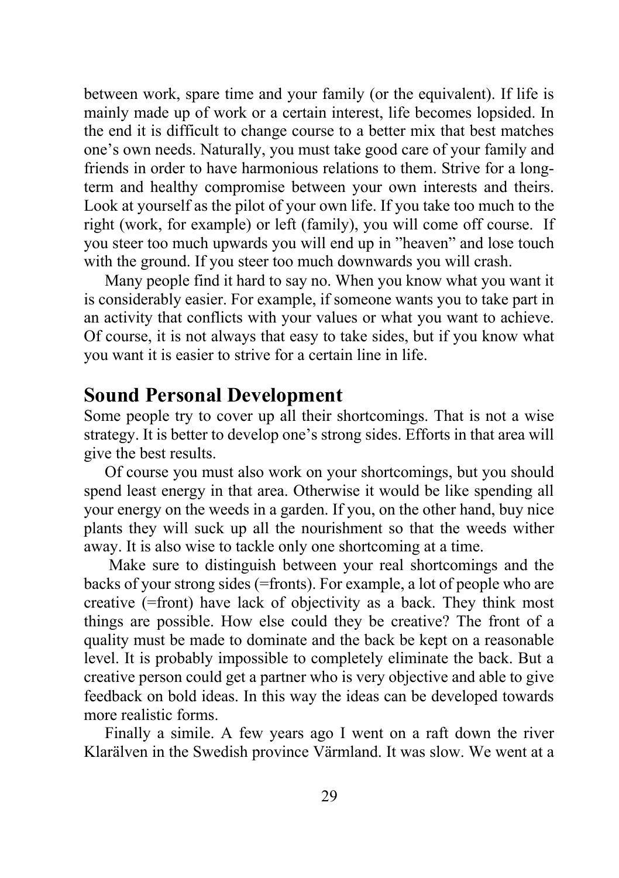between work, spare time and your family (or the equivalent). If life is mainly made up of work or a certain interest, life becomes lopsided. In the end it is difficult to change course to a better mix that best matches one's own needs. Naturally, you must take good care of your family and friends in order to have harmonious relations to them. Strive for a long-term and healthy compromise between your own interests and theirs. Look at yourself as the pilot of your own life. If you take too much to the right (work, for example) or left (family), you will come off course. If you steer too much upwards you will end up in "heaven" and lose touch with the ground. If you steer too much downwards you will crash.

Many people find it hard to say no. When you know what you want it is considerably easier. For example, if someone wants you to take part in an activity that conflicts with your values or what you want to achieve. Of course, it is not always that easy to take sides, but if you know what you want it is easier to strive for a certain line in life.

## Sound Personal Development

Some people try to cover up all their shortcomings. That is not a wise strategy. It is better to develop one's strong sides. Efforts in that area will give the best results.

Of course you must also work on your shortcomings, but you should spend least energy in that area. Otherwise it would be like spending all your energy on the weeds in a garden. If you, on the other hand, buy nice plants they will suck up all the nourishment so that the weeds wither away. It is also wise to tackle only one shortcoming at a time.

Make sure to distinguish between your real shortcomings and the backs of your strong sides (=fronts). For example, a lot of people who are creative (=front) have lack of objectivity as a back. They think most things are possible. How else could they be creative? The front of a quality must be made to dominate and the back be kept on a reasonable level. It is probably impossible to completely eliminate the back. But a creative person could get a partner who is very objective and able to give feedback on bold ideas. In this way the ideas can be developed towards more realistic forms.

Finally a simile. A few years ago I went on a raft down the river Klarälven in the Swedish province Värmland. It was slow. We went at a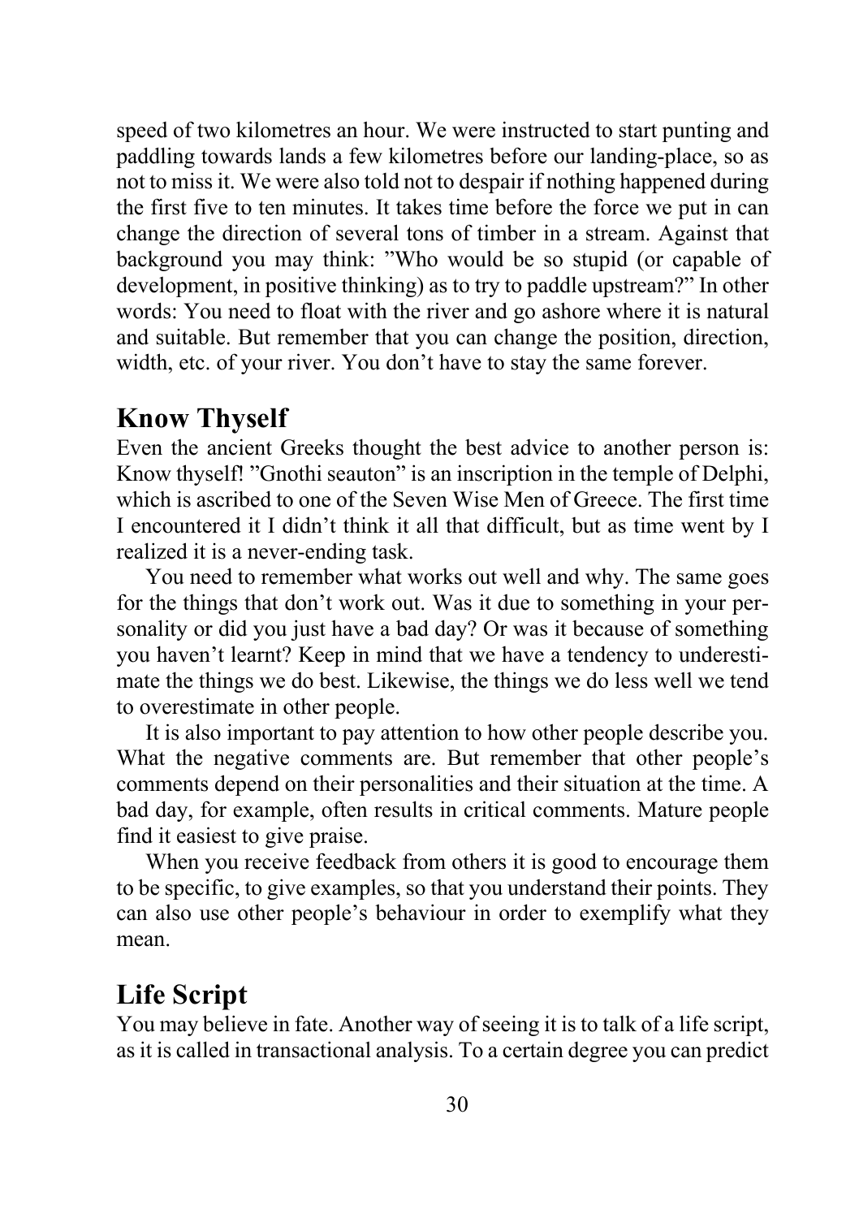speed of two kilometres an hour. We were instructed to start punting and paddling towards lands a few kilometres before our landing-place, so as not to miss it. We were also told not to despair if nothing happened during the first five to ten minutes. It takes time before the force we put in can change the direction of several tons of timber in a stream. Against that background you may think: "Who would be so stupid (or capable of development, in positive thinking) as to try to paddle upstream?" In other words: You need to float with the river and go ashore where it is natural and suitable. But remember that you can change the position, direction, width, etc. of your river. You don't have to stay the same forever.

## Know Thyself

Even the ancient Greeks thought the best advice to another person is: Know thyself! "Gnothi seauton" is an inscription in the temple of Delphi, which is ascribed to one of the Seven Wise Men of Greece. The first time I encountered it I didn't think it all that difficult, but as time went by I realized it is a never-ending task.

You need to remember what works out well and why. The same goes for the things that don't work out. Was it due to something in your personality or did you just have a bad day? Or was it because of something you haven't learnt? Keep in mind that we have a tendency to underestimate the things we do best. Likewise, the things we do less well we tend to overestimate in other people.

It is also important to pay attention to how other people describe you. What the negative comments are. But remember that other people's comments depend on their personalities and their situation at the time. A bad day, for example, often results in critical comments. Mature people find it easiest to give praise.

When you receive feedback from others it is good to encourage them to be specific, to give examples, so that you understand their points. They can also use other people's behaviour in order to exemplify what they mean.

## Life Script

You may believe in fate. Another way of seeing it is to talk of a life script, as it is called in transactional analysis. To a certain degree you can predict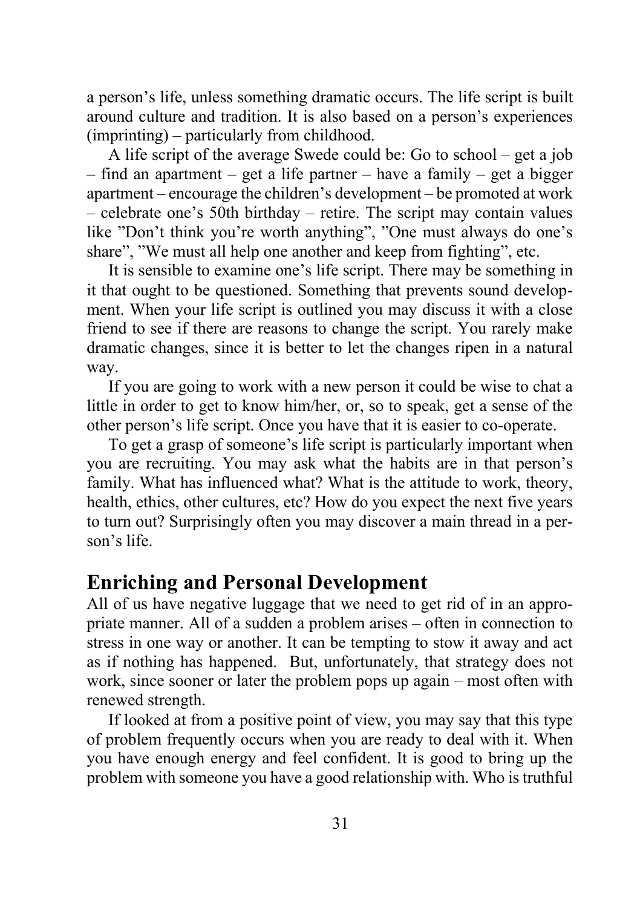a person's life, unless something dramatic occurs. The life script is built around culture and tradition. It is also based on a person's experiences (imprinting) – particularly from childhood.

A life script of the average Swede could be: Go to school – get a job – find an apartment – get a life partner – have a family – get a bigger apartment – encourage the children's development – be promoted at work – celebrate one's 50th birthday – retire. The script may contain values like "Don't think you're worth anything", "One must always do one's share", "We must all help one another and keep from fighting", etc.

It is sensible to examine one's life script. There may be something in it that ought to be questioned. Something that prevents sound development. When your life script is outlined you may discuss it with a close friend to see if there are reasons to change the script. You rarely make dramatic changes, since it is better to let the changes ripen in a natural way.

If you are going to work with a new person it could be wise to chat a little in order to get to know him/her, or, so to speak, get a sense of the other person's life script. Once you have that it is easier to co-operate.

To get a grasp of someone's life script is particularly important when you are recruiting. You may ask what the habits are in that person's family. What has influenced what? What is the attitude to work, theory, health, ethics, other cultures, etc? How do you expect the next five years to turn out? Surprisingly often you may discover a main thread in a person's life.

## Enriching and Personal Development

All of us have negative luggage that we need to get rid of in an appropriate manner. All of a sudden a problem arises – often in connection to stress in one way or another. It can be tempting to stow it away and act as if nothing has happened. But, unfortunately, that strategy does not work, since sooner or later the problem pops up again – most often with renewed strength.

If looked at from a positive point of view, you may say that this type of problem frequently occurs when you are ready to deal with it. When you have enough energy and feel confident. It is good to bring up the problem with someone you have a good relationship with. Who is truthful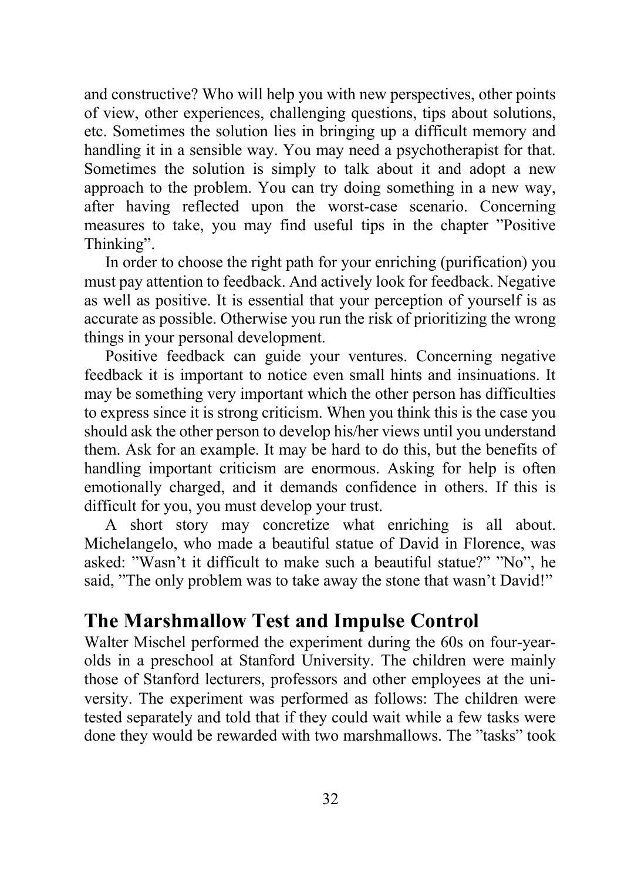and constructive? Who will help you with new perspectives, other points of view, other experiences, challenging questions, tips about solutions, etc. Sometimes the solution lies in bringing up a difficult memory and handling it in a sensible way. You may need a psychotherapist for that. Sometimes the solution is simply to talk about it and adopt a new approach to the problem. You can try doing something in a new way, after having reflected upon the worst-case scenario. Concerning measures to take, you may find useful tips in the chapter ”Positive Thinking”.

In order to choose the right path for your enriching (purification) you must pay attention to feedback. And actively look for feedback. Negative as well as positive. It is essential that your perception of yourself is as accurate as possible. Otherwise you run the risk of prioritizing the wrong things in your personal development.

Positive feedback can guide your ventures. Concerning negative feedback it is important to notice even small hints and insinuations. It may be something very important which the other person has difficulties to express since it is strong criticism. When you think this is the case you should ask the other person to develop his/her views until you understand them. Ask for an example. It may be hard to do this, but the benefits of handling important criticism are enormous. Asking for help is often emotionally charged, and it demands confidence in others. If this is difficult for you, you must develop your trust.

A short story may concretize what enriching is all about. Michelangelo, who made a beautiful statue of David in Florence, was asked: ”Wasn’t it difficult to make such a beautiful statue?” ”No”, he said, ”The only problem was to take away the stone that wasn’t David!”

## The Marshmallow Test and Impulse Control

Walter Mischel performed the experiment during the 60s on four-year-olds in a preschool at Stanford University. The children were mainly those of Stanford lecturers, professors and other employees at the university. The experiment was performed as follows: The children were tested separately and told that if they could wait while a few tasks were done they would be rewarded with two marshmallows. The ”tasks” took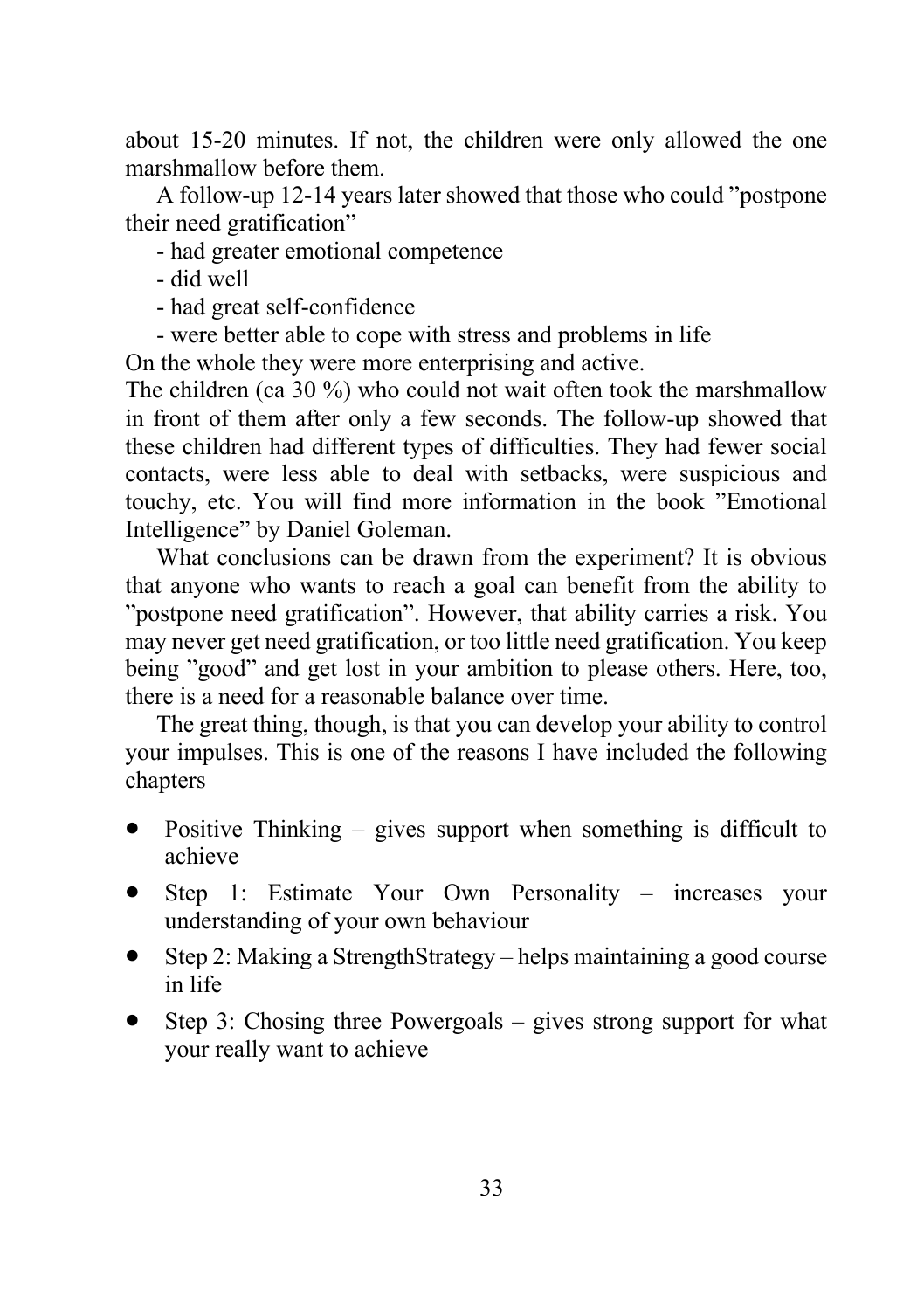about 15-20 minutes. If not, the children were only allowed the one marshmallow before them.

A follow-up 12-14 years later showed that those who could ”postpone their need gratification”

- had greater emotional competence
- did well
- had great self-confidence
- were better able to cope with stress and problems in life

On the whole they were more enterprising and active.
The children (ca 30 %) who could not wait often took the marshmallow in front of them after only a few seconds. The follow-up showed that these children had different types of difficulties. They had fewer social contacts, were less able to deal with setbacks, were suspicious and touchy, etc. You will find more information in the book ”Emotional Intelligence” by Daniel Goleman.

What conclusions can be drawn from the experiment? It is obvious that anyone who wants to reach a goal can benefit from the ability to ”postpone need gratification”. However, that ability carries a risk. You may never get need gratification, or too little need gratification. You keep being ”good” and get lost in your ambition to please others. Here, too, there is a need for a reasonable balance over time.

The great thing, though, is that you can develop your ability to control your impulses. This is one of the reasons I have included the following chapters

- Positive Thinking – gives support when something is difficult to achieve
- Step 1: Estimate Your Own Personality – increases your understanding of your own behaviour
- Step 2: Making a StrengthStrategy – helps maintaining a good course in life
- Step 3: Chosing three Powergoals – gives strong support for what your really want to achieve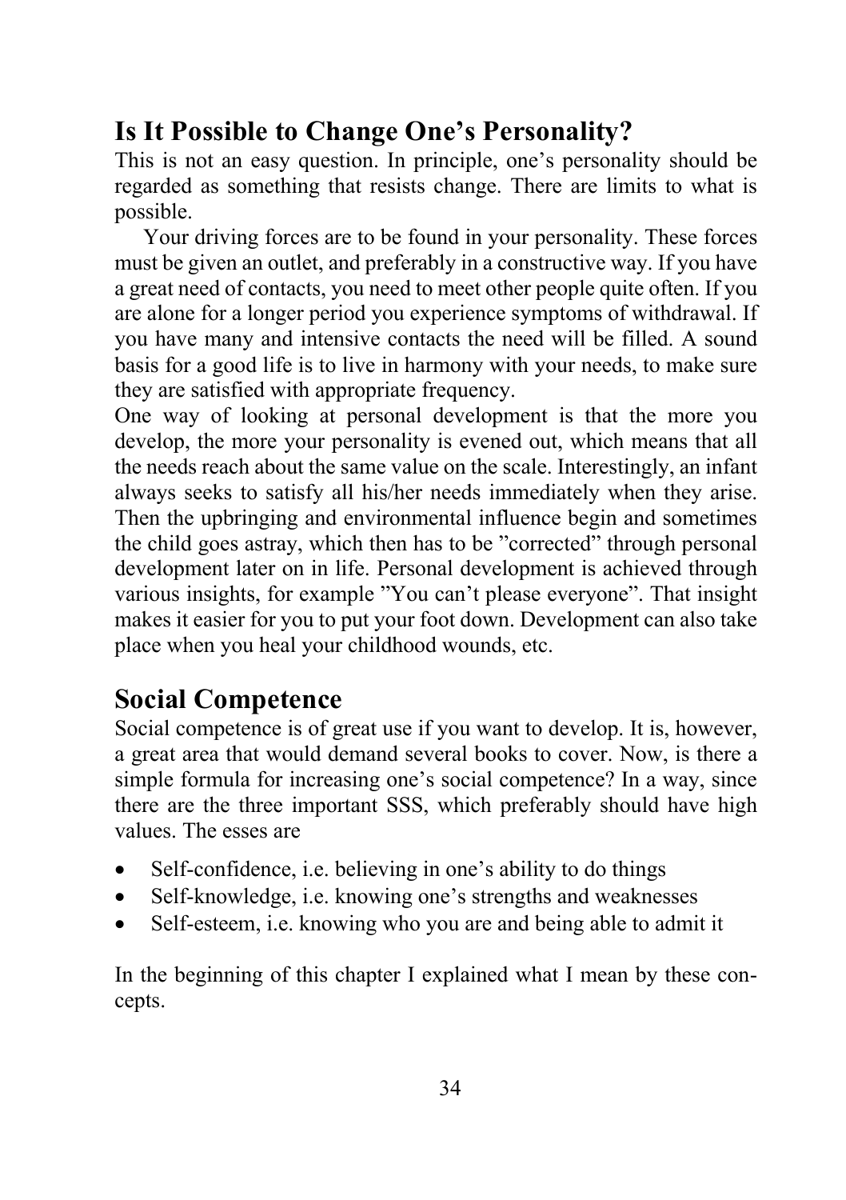## Is It Possible to Change One's Personality?

This is not an easy question. In principle, one's personality should be regarded as something that resists change. There are limits to what is possible.

Your driving forces are to be found in your personality. These forces must be given an outlet, and preferably in a constructive way. If you have a great need of contacts, you need to meet other people quite often. If you are alone for a longer period you experience symptoms of withdrawal. If you have many and intensive contacts the need will be filled. A sound basis for a good life is to live in harmony with your needs, to make sure they are satisfied with appropriate frequency.

One way of looking at personal development is that the more you develop, the more your personality is evened out, which means that all the needs reach about the same value on the scale. Interestingly, an infant always seeks to satisfy all his/her needs immediately when they arise. Then the upbringing and environmental influence begin and sometimes the child goes astray, which then has to be "corrected" through personal development later on in life. Personal development is achieved through various insights, for example "You can't please everyone". That insight makes it easier for you to put your foot down. Development can also take place when you heal your childhood wounds, etc.

## Social Competence

Social competence is of great use if you want to develop. It is, however, a great area that would demand several books to cover. Now, is there a simple formula for increasing one's social competence? In a way, since there are the three important SSS, which preferably should have high values. The esses are

- Self-confidence, i.e. believing in one's ability to do things
- Self-knowledge, i.e. knowing one's strengths and weaknesses
- Self-esteem, i.e. knowing who you are and being able to admit it

In the beginning of this chapter I explained what I mean by these concepts.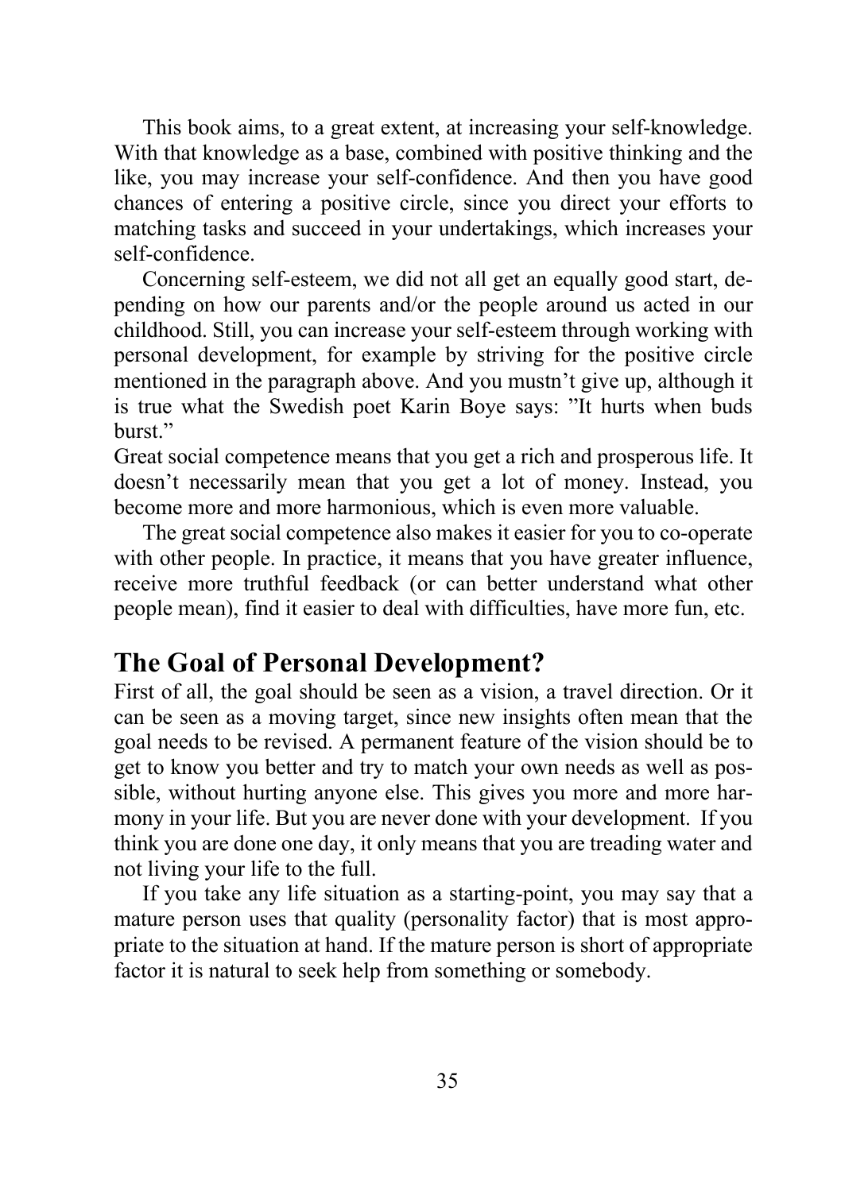This book aims, to a great extent, at increasing your self-knowledge. With that knowledge as a base, combined with positive thinking and the like, you may increase your self-confidence. And then you have good chances of entering a positive circle, since you direct your efforts to matching tasks and succeed in your undertakings, which increases your self-confidence.

Concerning self-esteem, we did not all get an equally good start, depending on how our parents and/or the people around us acted in our childhood. Still, you can increase your self-esteem through working with personal development, for example by striving for the positive circle mentioned in the paragraph above. And you mustn't give up, although it is true what the Swedish poet Karin Boye says: "It hurts when buds burst."

Great social competence means that you get a rich and prosperous life. It doesn't necessarily mean that you get a lot of money. Instead, you become more and more harmonious, which is even more valuable.

The great social competence also makes it easier for you to co-operate with other people. In practice, it means that you have greater influence, receive more truthful feedback (or can better understand what other people mean), find it easier to deal with difficulties, have more fun, etc.

## The Goal of Personal Development?

First of all, the goal should be seen as a vision, a travel direction. Or it can be seen as a moving target, since new insights often mean that the goal needs to be revised. A permanent feature of the vision should be to get to know you better and try to match your own needs as well as possible, without hurting anyone else. This gives you more and more harmony in your life. But you are never done with your development. If you think you are done one day, it only means that you are treading water and not living your life to the full.

If you take any life situation as a starting-point, you may say that a mature person uses that quality (personality factor) that is most appropriate to the situation at hand. If the mature person is short of appropriate factor it is natural to seek help from something or somebody.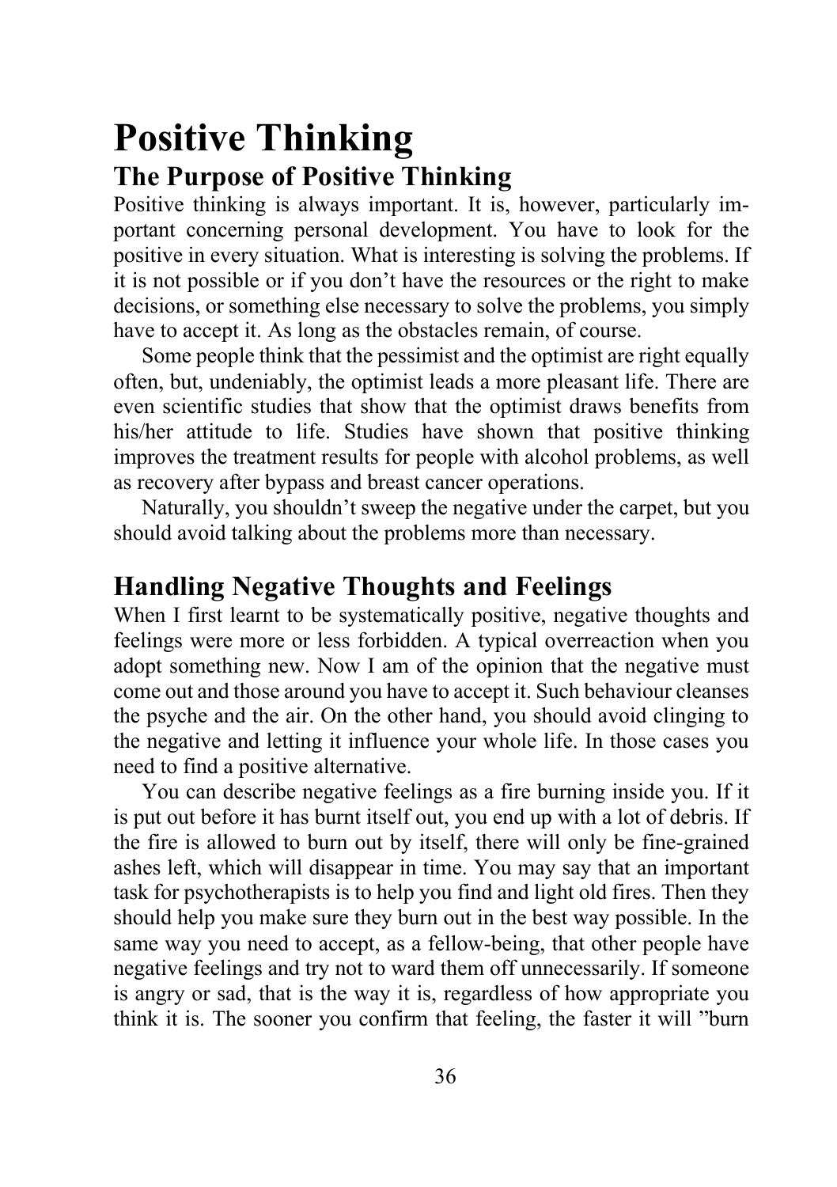# Positive Thinking

## The Purpose of Positive Thinking

Positive thinking is always important. It is, however, particularly important concerning personal development. You have to look for the positive in every situation. What is interesting is solving the problems. If it is not possible or if you don't have the resources or the right to make decisions, or something else necessary to solve the problems, you simply have to accept it. As long as the obstacles remain, of course.

Some people think that the pessimist and the optimist are right equally often, but, undeniably, the optimist leads a more pleasant life. There are even scientific studies that show that the optimist draws benefits from his/her attitude to life. Studies have shown that positive thinking improves the treatment results for people with alcohol problems, as well as recovery after bypass and breast cancer operations.

Naturally, you shouldn't sweep the negative under the carpet, but you should avoid talking about the problems more than necessary.

## Handling Negative Thoughts and Feelings

When I first learnt to be systematically positive, negative thoughts and feelings were more or less forbidden. A typical overreaction when you adopt something new. Now I am of the opinion that the negative must come out and those around you have to accept it. Such behaviour cleanses the psyche and the air. On the other hand, you should avoid clinging to the negative and letting it influence your whole life. In those cases you need to find a positive alternative.

You can describe negative feelings as a fire burning inside you. If it is put out before it has burnt itself out, you end up with a lot of debris. If the fire is allowed to burn out by itself, there will only be fine-grained ashes left, which will disappear in time. You may say that an important task for psychotherapists is to help you find and light old fires. Then they should help you make sure they burn out in the best way possible. In the same way you need to accept, as a fellow-being, that other people have negative feelings and try not to ward them off unnecessarily. If someone is angry or sad, that is the way it is, regardless of how appropriate you think it is. The sooner you confirm that feeling, the faster it will "burn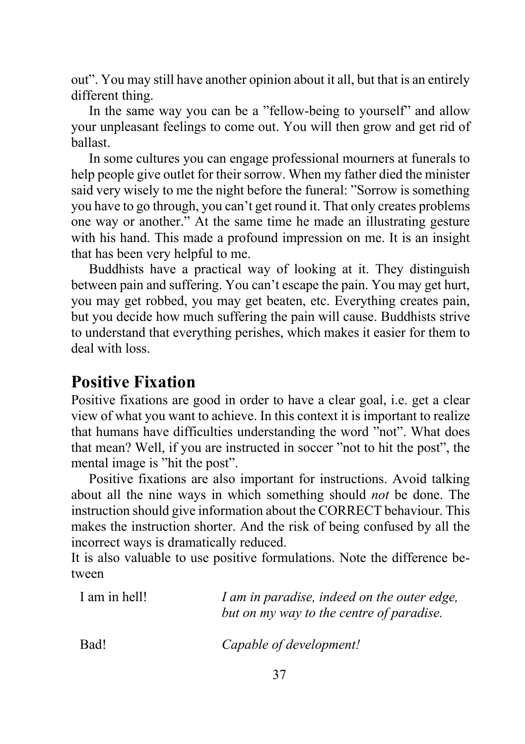out". You may still have another opinion about it all, but that is an entirely different thing.

In the same way you can be a "fellow-being to yourself" and allow your unpleasant feelings to come out. You will then grow and get rid of ballast.

In some cultures you can engage professional mourners at funerals to help people give outlet for their sorrow. When my father died the minister said very wisely to me the night before the funeral: "Sorrow is something you have to go through, you can't get round it. That only creates problems one way or another." At the same time he made an illustrating gesture with his hand. This made a profound impression on me. It is an insight that has been very helpful to me.

Buddhists have a practical way of looking at it. They distinguish between pain and suffering. You can't escape the pain. You may get hurt, you may get robbed, you may get beaten, etc. Everything creates pain, but you decide how much suffering the pain will cause. Buddhists strive to understand that everything perishes, which makes it easier for them to deal with loss.

## Positive Fixation

Positive fixations are good in order to have a clear goal, i.e. get a clear view of what you want to achieve. In this context it is important to realize that humans have difficulties understanding the word "not". What does that mean? Well, if you are instructed in soccer "not to hit the post", the mental image is "hit the post".

Positive fixations are also important for instructions. Avoid talking about all the nine ways in which something should *not* be done. The instruction should give information about the CORRECT behaviour. This makes the instruction shorter. And the risk of being confused by all the incorrect ways is dramatically reduced.

It is also valuable to use positive formulations. Note the difference between

| | |
|---|---|
| I am in hell! | *I am in paradise, indeed on the outer edge, but on my way to the centre of paradise.* |
| Bad! | *Capable of development!* |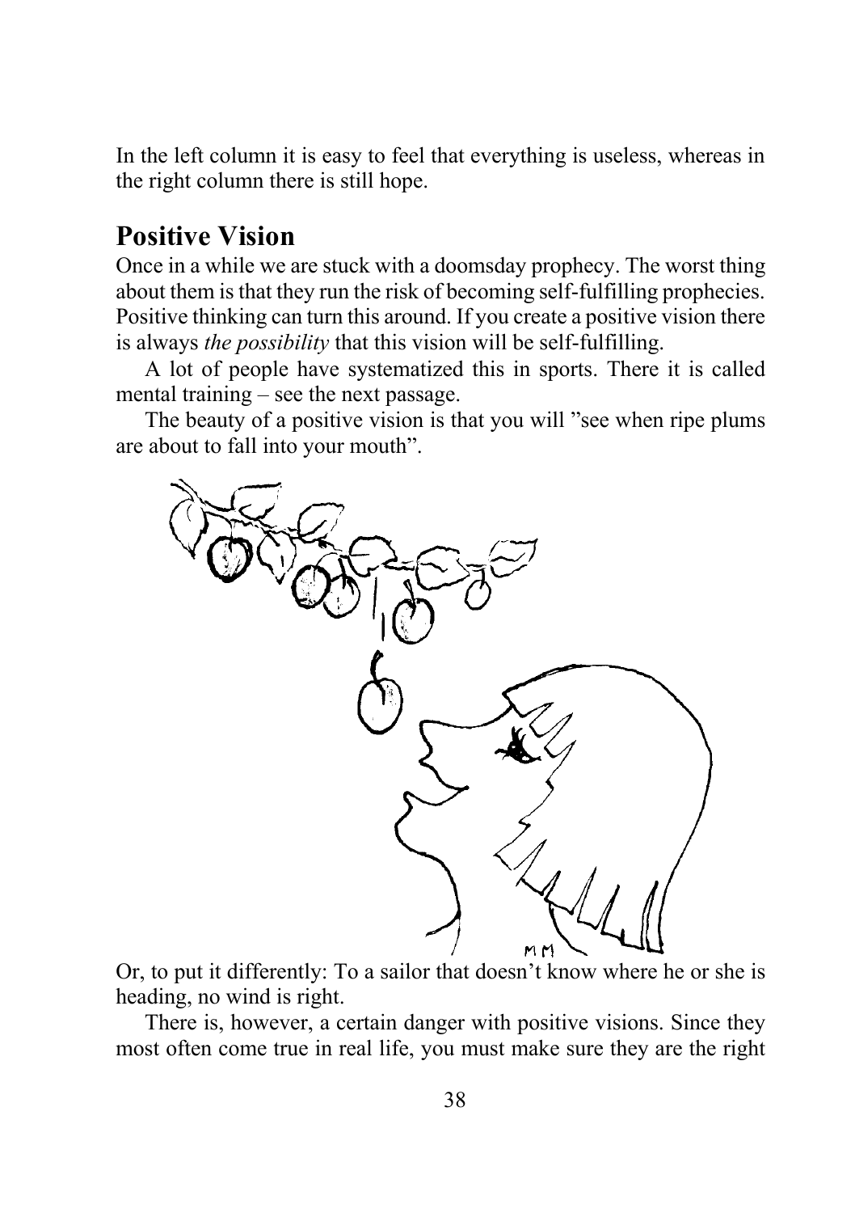In the left column it is easy to feel that everything is useless, whereas in the right column there is still hope.

## Positive Vision

Once in a while we are stuck with a doomsday prophecy. The worst thing about them is that they run the risk of becoming self-fulfilling prophecies. Positive thinking can turn this around. If you create a positive vision there is always *the possibility* that this vision will be self-fulfilling.

A lot of people have systematized this in sports. There it is called mental training – see the next passage.

The beauty of a positive vision is that you will ”see when ripe plums are about to fall into your mouth”.

Or, to put it differently: To a sailor that doesn’t know where he or she is heading, no wind is right.

There is, however, a certain danger with positive visions. Since they most often come true in real life, you must make sure they are the right